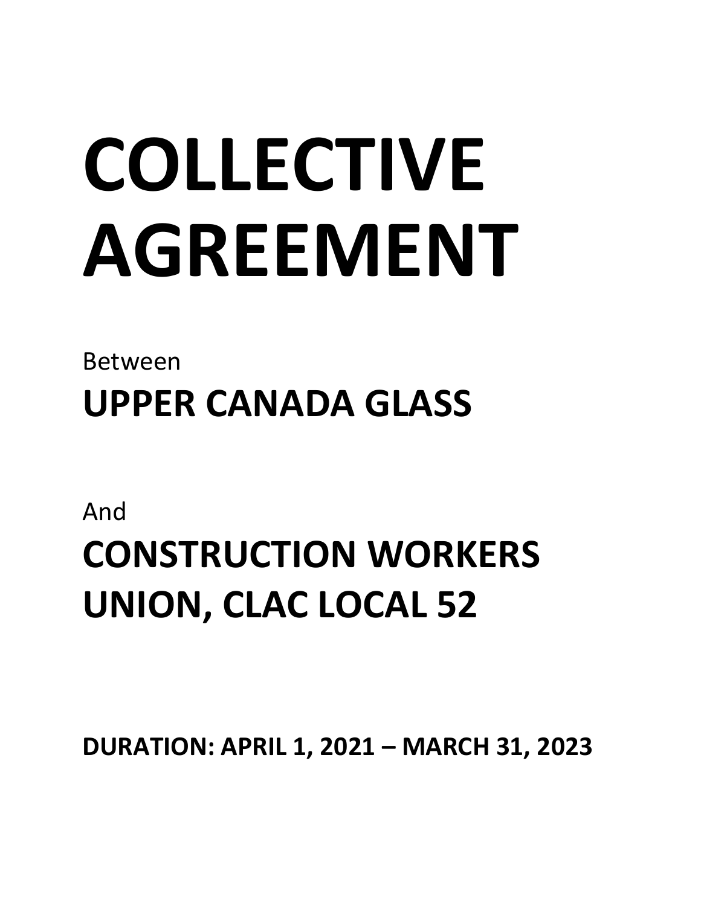# COLLECTIVE AGREEMENT

Between

## UPPER CANADA GLASS

And

## CONSTRUCTION WORKERS UNION, CLAC LOCAL 52

**DURATION: APRIL 1, 2021 – MARCH 31, 2023**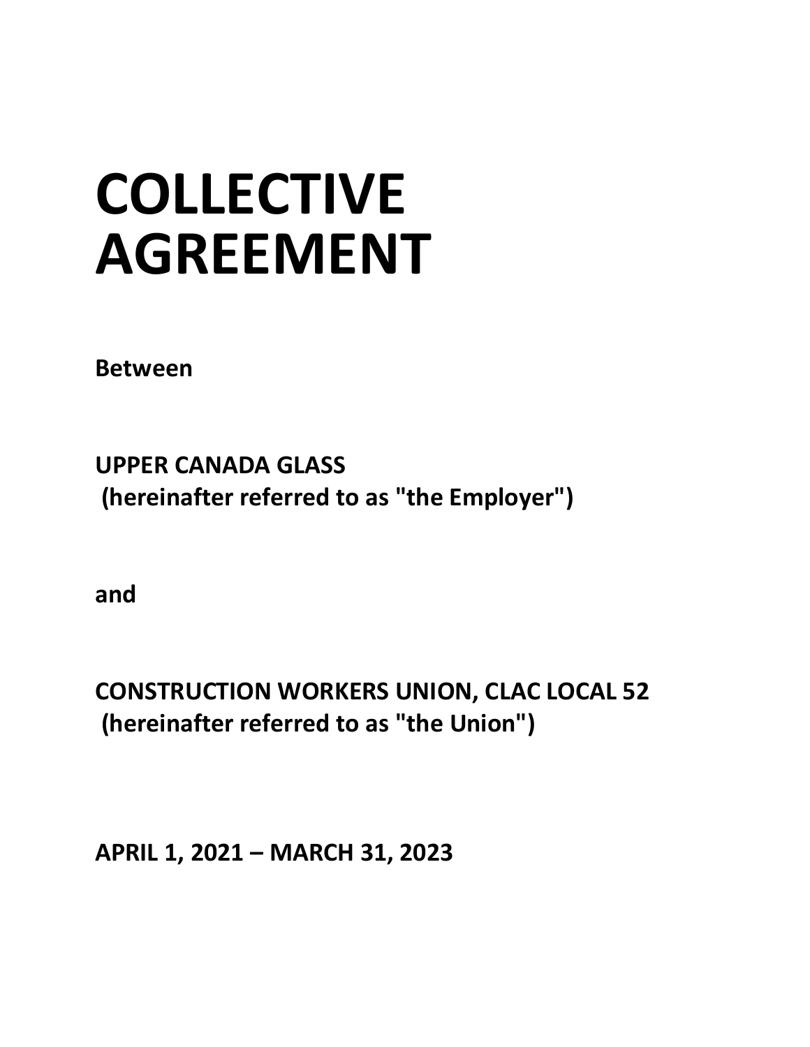# COLLECTIVE AGREEMENT

**Between**

**UPPER CANADA GLASS**
**(hereinafter referred to as "the Employer")**

**and**

**CONSTRUCTION WORKERS UNION, CLAC LOCAL 52**
**(hereinafter referred to as "the Union")**

**APRIL 1, 2021 – MARCH 31, 2023**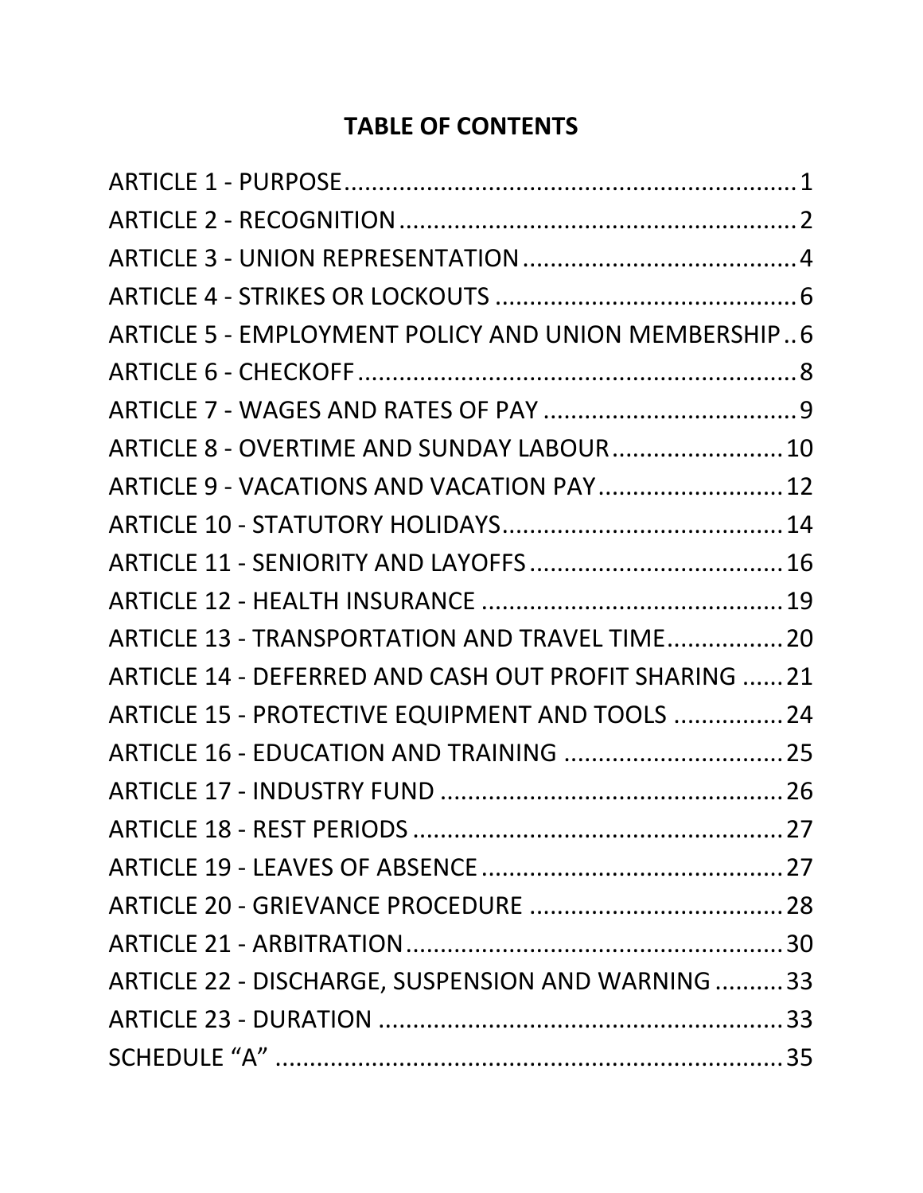# TABLE OF CONTENTS

| | |
|---|---|
| ARTICLE 1 - PURPOSE | 1 |
| ARTICLE 2 - RECOGNITION | 2 |
| ARTICLE 3 - UNION REPRESENTATION | 4 |
| ARTICLE 4 - STRIKES OR LOCKOUTS | 6 |
| ARTICLE 5 - EMPLOYMENT POLICY AND UNION MEMBERSHIP | 6 |
| ARTICLE 6 - CHECKOFF | 8 |
| ARTICLE 7 - WAGES AND RATES OF PAY | 9 |
| ARTICLE 8 - OVERTIME AND SUNDAY LABOUR | 10 |
| ARTICLE 9 - VACATIONS AND VACATION PAY | 12 |
| ARTICLE 10 - STATUTORY HOLIDAYS | 14 |
| ARTICLE 11 - SENIORITY AND LAYOFFS | 16 |
| ARTICLE 12 - HEALTH INSURANCE | 19 |
| ARTICLE 13 - TRANSPORTATION AND TRAVEL TIME | 20 |
| ARTICLE 14 - DEFERRED AND CASH OUT PROFIT SHARING | 21 |
| ARTICLE 15 - PROTECTIVE EQUIPMENT AND TOOLS | 24 |
| ARTICLE 16 - EDUCATION AND TRAINING | 25 |
| ARTICLE 17 - INDUSTRY FUND | 26 |
| ARTICLE 18 - REST PERIODS | 27 |
| ARTICLE 19 - LEAVES OF ABSENCE | 27 |
| ARTICLE 20 - GRIEVANCE PROCEDURE | 28 |
| ARTICLE 21 - ARBITRATION | 30 |
| ARTICLE 22 - DISCHARGE, SUSPENSION AND WARNING | 33 |
| ARTICLE 23 - DURATION | 33 |
| SCHEDULE "A" | 35 |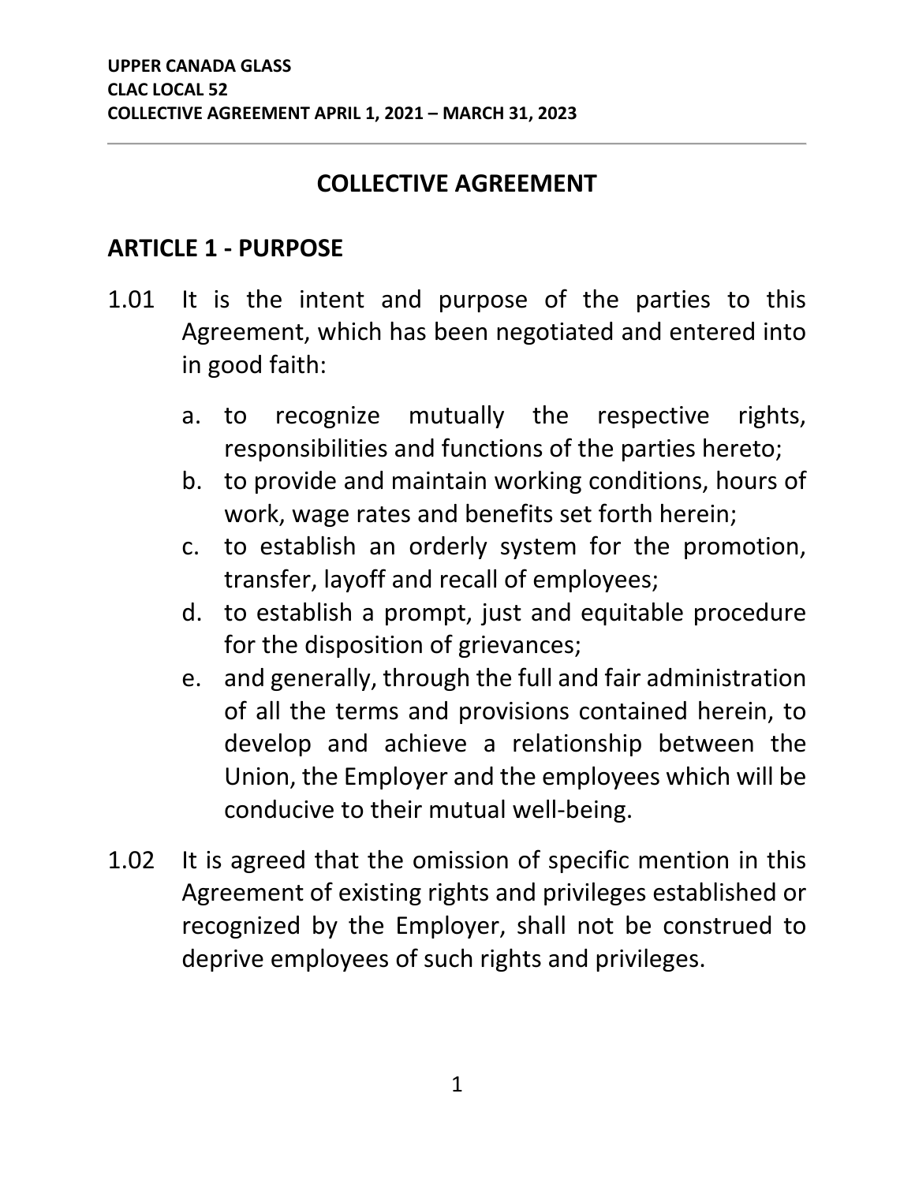# COLLECTIVE AGREEMENT

## ARTICLE 1 - PURPOSE

1.01 It is the intent and purpose of the parties to this Agreement, which has been negotiated and entered into in good faith:

a. to recognize mutually the respective rights, responsibilities and functions of the parties hereto;
b. to provide and maintain working conditions, hours of work, wage rates and benefits set forth herein;
c. to establish an orderly system for the promotion, transfer, layoff and recall of employees;
d. to establish a prompt, just and equitable procedure for the disposition of grievances;
e. and generally, through the full and fair administration of all the terms and provisions contained herein, to develop and achieve a relationship between the Union, the Employer and the employees which will be conducive to their mutual well-being.

1.02 It is agreed that the omission of specific mention in this Agreement of existing rights and privileges established or recognized by the Employer, shall not be construed to deprive employees of such rights and privileges.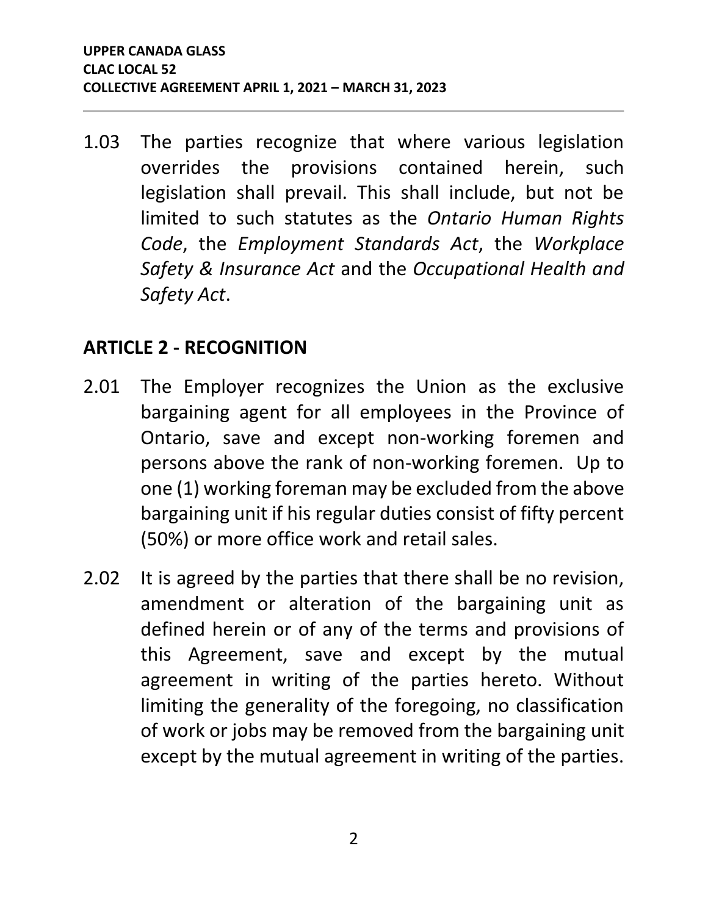1.03 The parties recognize that where various legislation overrides the provisions contained herein, such legislation shall prevail. This shall include, but not be limited to such statutes as the *Ontario Human Rights Code*, the *Employment Standards Act*, the *Workplace Safety & Insurance Act* and the *Occupational Health and Safety Act*.

## ARTICLE 2 - RECOGNITION

2.01 The Employer recognizes the Union as the exclusive bargaining agent for all employees in the Province of Ontario, save and except non-working foremen and persons above the rank of non-working foremen. Up to one (1) working foreman may be excluded from the above bargaining unit if his regular duties consist of fifty percent (50%) or more office work and retail sales.

2.02 It is agreed by the parties that there shall be no revision, amendment or alteration of the bargaining unit as defined herein or of any of the terms and provisions of this Agreement, save and except by the mutual agreement in writing of the parties hereto. Without limiting the generality of the foregoing, no classification of work or jobs may be removed from the bargaining unit except by the mutual agreement in writing of the parties.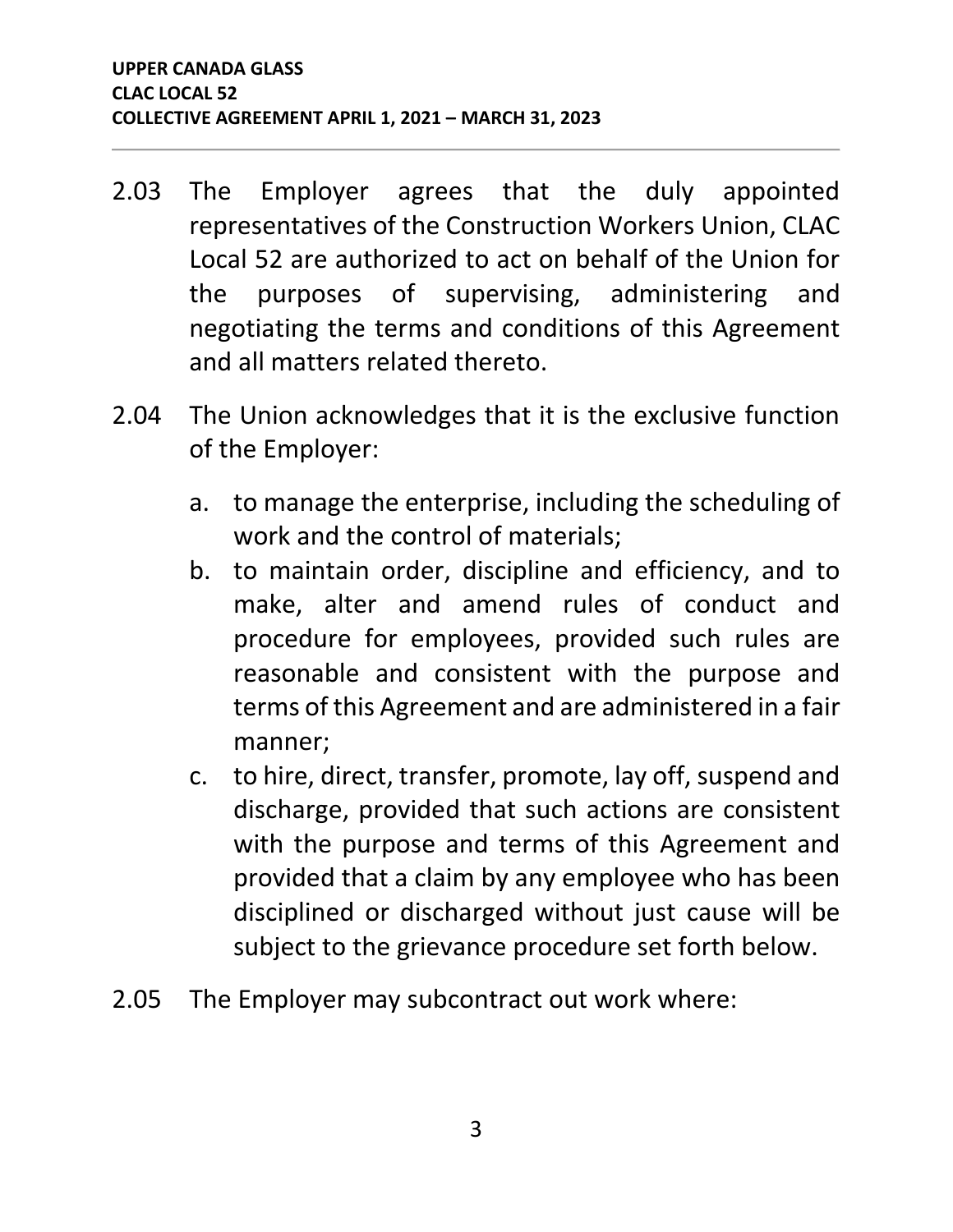2.03 The Employer agrees that the duly appointed representatives of the Construction Workers Union, CLAC Local 52 are authorized to act on behalf of the Union for the purposes of supervising, administering and negotiating the terms and conditions of this Agreement and all matters related thereto.

2.04 The Union acknowledges that it is the exclusive function of the Employer:

a. to manage the enterprise, including the scheduling of work and the control of materials;
b. to maintain order, discipline and efficiency, and to make, alter and amend rules of conduct and procedure for employees, provided such rules are reasonable and consistent with the purpose and terms of this Agreement and are administered in a fair manner;
c. to hire, direct, transfer, promote, lay off, suspend and discharge, provided that such actions are consistent with the purpose and terms of this Agreement and provided that a claim by any employee who has been disciplined or discharged without just cause will be subject to the grievance procedure set forth below.

2.05 The Employer may subcontract out work where: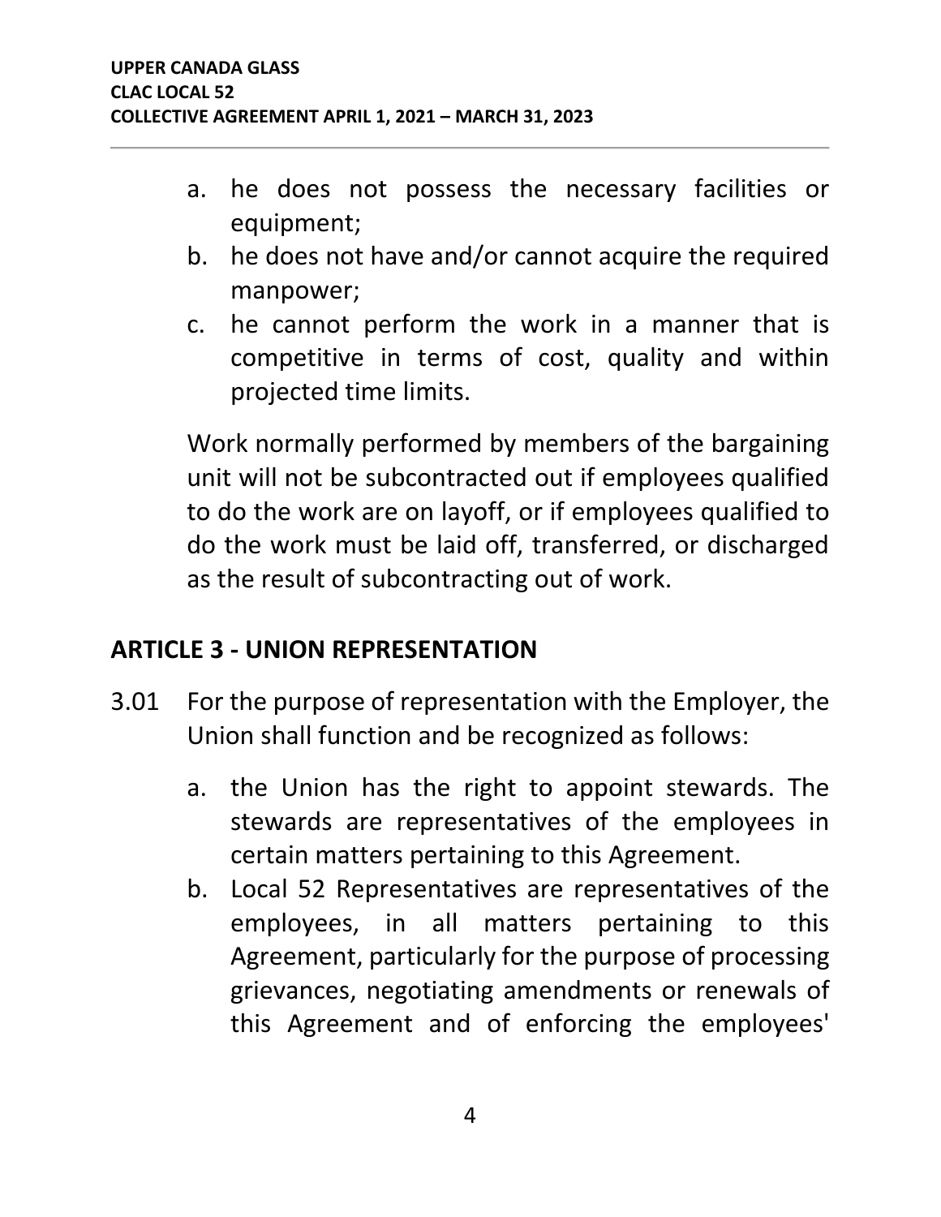a. he does not possess the necessary facilities or equipment;
b. he does not have and/or cannot acquire the required manpower;
c. he cannot perform the work in a manner that is competitive in terms of cost, quality and within projected time limits.

Work normally performed by members of the bargaining unit will not be subcontracted out if employees qualified to do the work are on layoff, or if employees qualified to do the work must be laid off, transferred, or discharged as the result of subcontracting out of work.

## ARTICLE 3 - UNION REPRESENTATION

3.01 For the purpose of representation with the Employer, the Union shall function and be recognized as follows:

a. the Union has the right to appoint stewards. The stewards are representatives of the employees in certain matters pertaining to this Agreement.
b. Local 52 Representatives are representatives of the employees, in all matters pertaining to this Agreement, particularly for the purpose of processing grievances, negotiating amendments or renewals of this Agreement and of enforcing the employees'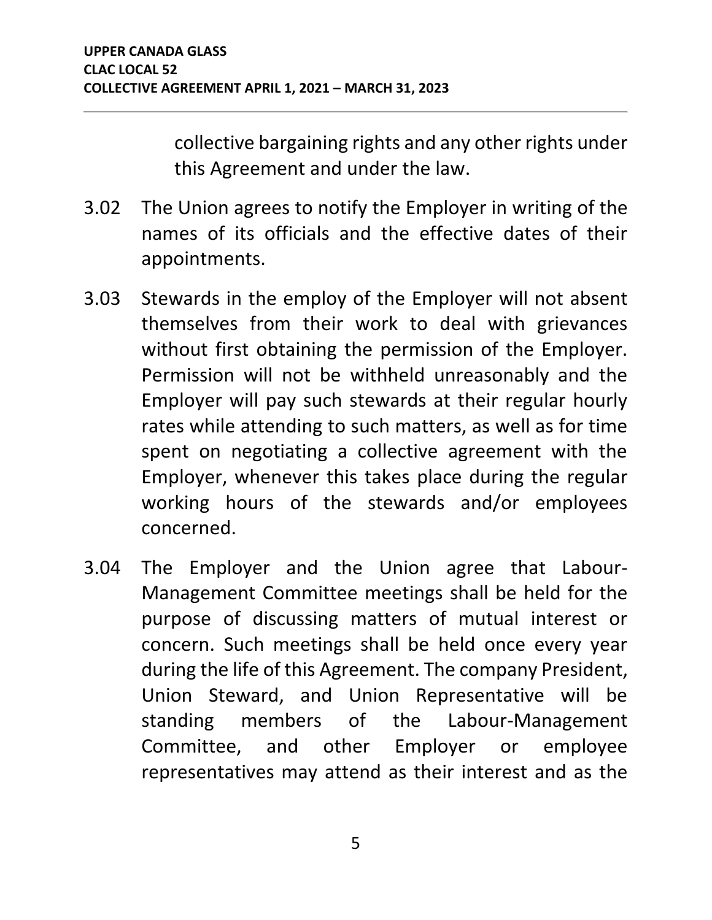collective bargaining rights and any other rights under this Agreement and under the law.

3.02 The Union agrees to notify the Employer in writing of the names of its officials and the effective dates of their appointments.

3.03 Stewards in the employ of the Employer will not absent themselves from their work to deal with grievances without first obtaining the permission of the Employer. Permission will not be withheld unreasonably and the Employer will pay such stewards at their regular hourly rates while attending to such matters, as well as for time spent on negotiating a collective agreement with the Employer, whenever this takes place during the regular working hours of the stewards and/or employees concerned.

3.04 The Employer and the Union agree that Labour-Management Committee meetings shall be held for the purpose of discussing matters of mutual interest or concern. Such meetings shall be held once every year during the life of this Agreement. The company President, Union Steward, and Union Representative will be standing members of the Labour-Management Committee, and other Employer or employee representatives may attend as their interest and as the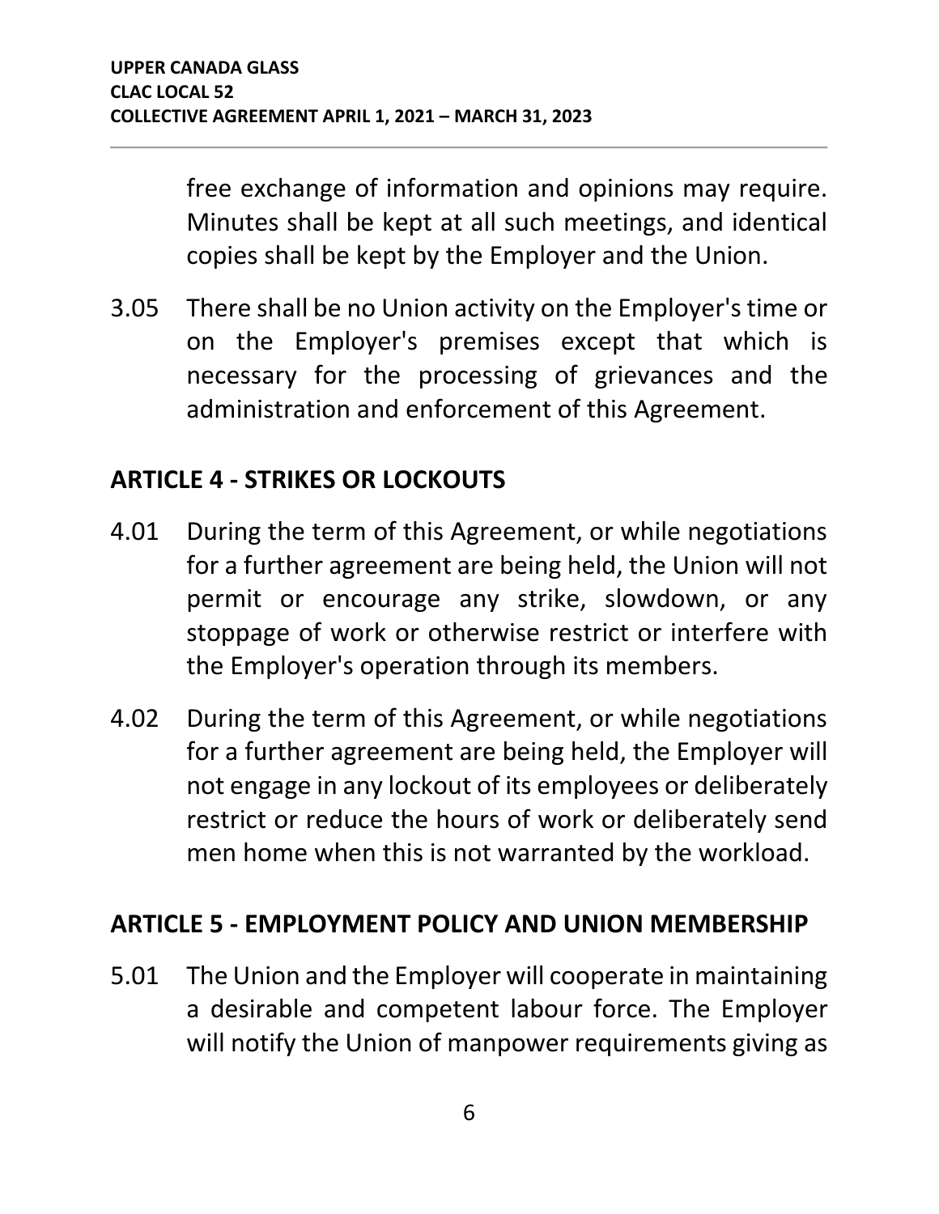free exchange of information and opinions may require. Minutes shall be kept at all such meetings, and identical copies shall be kept by the Employer and the Union.

3.05 There shall be no Union activity on the Employer's time or on the Employer's premises except that which is necessary for the processing of grievances and the administration and enforcement of this Agreement.

## ARTICLE 4 - STRIKES OR LOCKOUTS

4.01 During the term of this Agreement, or while negotiations for a further agreement are being held, the Union will not permit or encourage any strike, slowdown, or any stoppage of work or otherwise restrict or interfere with the Employer's operation through its members.

4.02 During the term of this Agreement, or while negotiations for a further agreement are being held, the Employer will not engage in any lockout of its employees or deliberately restrict or reduce the hours of work or deliberately send men home when this is not warranted by the workload.

## ARTICLE 5 - EMPLOYMENT POLICY AND UNION MEMBERSHIP

5.01 The Union and the Employer will cooperate in maintaining a desirable and competent labour force. The Employer will notify the Union of manpower requirements giving as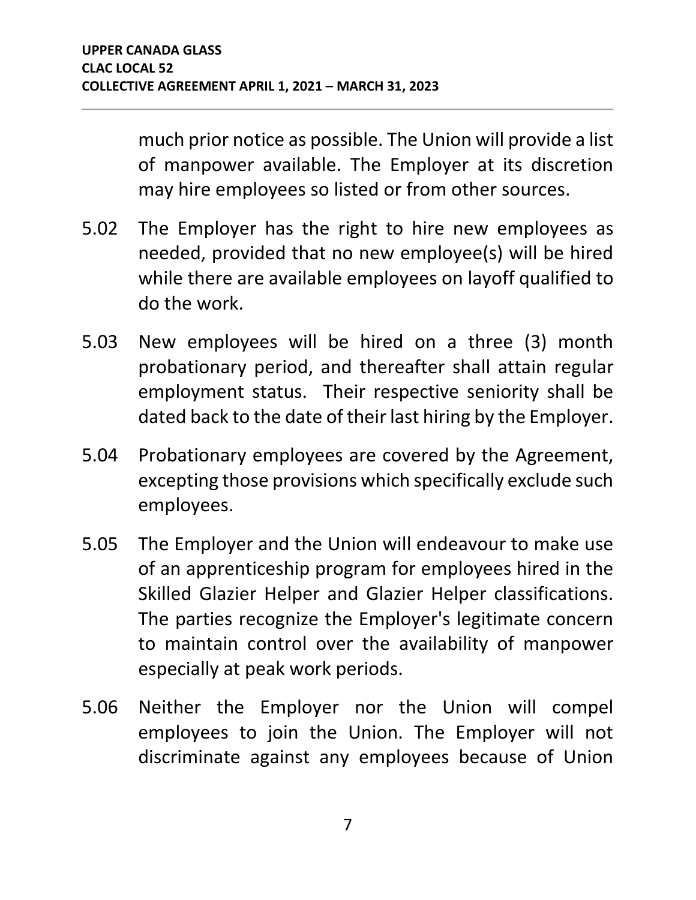much prior notice as possible. The Union will provide a list of manpower available. The Employer at its discretion may hire employees so listed or from other sources.

5.02 The Employer has the right to hire new employees as needed, provided that no new employee(s) will be hired while there are available employees on layoff qualified to do the work.

5.03 New employees will be hired on a three (3) month probationary period, and thereafter shall attain regular employment status. Their respective seniority shall be dated back to the date of their last hiring by the Employer.

5.04 Probationary employees are covered by the Agreement, excepting those provisions which specifically exclude such employees.

5.05 The Employer and the Union will endeavour to make use of an apprenticeship program for employees hired in the Skilled Glazier Helper and Glazier Helper classifications. The parties recognize the Employer's legitimate concern to maintain control over the availability of manpower especially at peak work periods.

5.06 Neither the Employer nor the Union will compel employees to join the Union. The Employer will not discriminate against any employees because of Union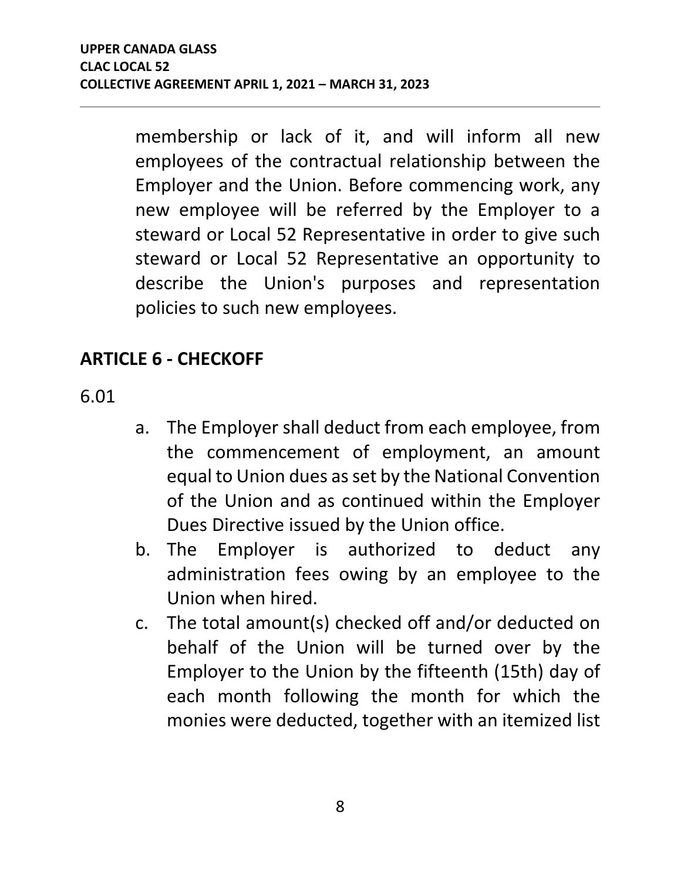membership or lack of it, and will inform all new employees of the contractual relationship between the Employer and the Union. Before commencing work, any new employee will be referred by the Employer to a steward or Local 52 Representative in order to give such steward or Local 52 Representative an opportunity to describe the Union's purposes and representation policies to such new employees.

## ARTICLE 6 - CHECKOFF

6.01

a. The Employer shall deduct from each employee, from the commencement of employment, an amount equal to Union dues as set by the National Convention of the Union and as continued within the Employer Dues Directive issued by the Union office.
b. The Employer is authorized to deduct any administration fees owing by an employee to the Union when hired.
c. The total amount(s) checked off and/or deducted on behalf of the Union will be turned over by the Employer to the Union by the fifteenth (15th) day of each month following the month for which the monies were deducted, together with an itemized list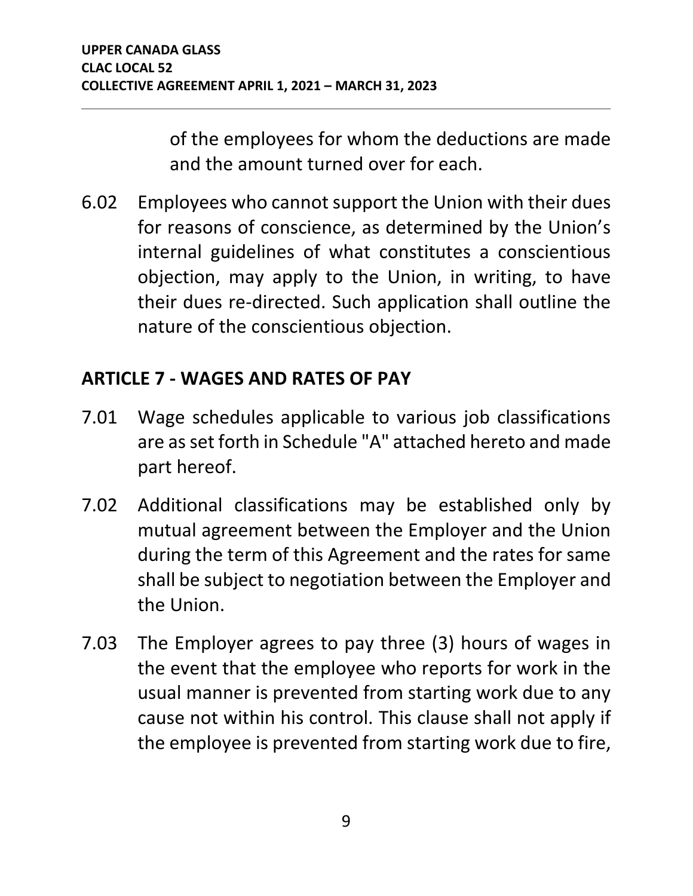of the employees for whom the deductions are made and the amount turned over for each.

6.02 Employees who cannot support the Union with their dues for reasons of conscience, as determined by the Union's internal guidelines of what constitutes a conscientious objection, may apply to the Union, in writing, to have their dues re-directed. Such application shall outline the nature of the conscientious objection.

## ARTICLE 7 - WAGES AND RATES OF PAY

7.01 Wage schedules applicable to various job classifications are as set forth in Schedule "A" attached hereto and made part hereof.

7.02 Additional classifications may be established only by mutual agreement between the Employer and the Union during the term of this Agreement and the rates for same shall be subject to negotiation between the Employer and the Union.

7.03 The Employer agrees to pay three (3) hours of wages in the event that the employee who reports for work in the usual manner is prevented from starting work due to any cause not within his control. This clause shall not apply if the employee is prevented from starting work due to fire,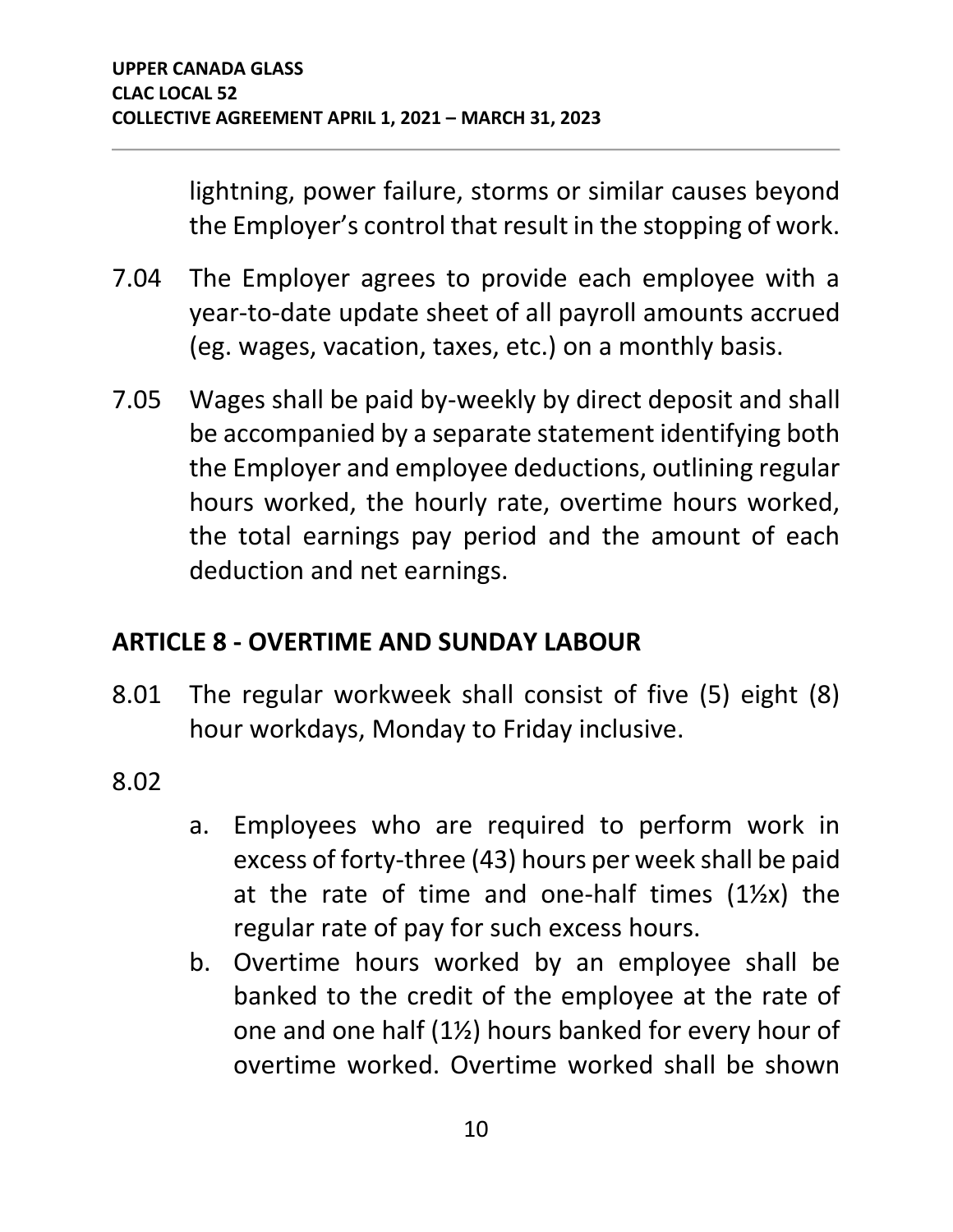lightning, power failure, storms or similar causes beyond the Employer's control that result in the stopping of work.

7.04 The Employer agrees to provide each employee with a year-to-date update sheet of all payroll amounts accrued (eg. wages, vacation, taxes, etc.) on a monthly basis.

7.05 Wages shall be paid by-weekly by direct deposit and shall be accompanied by a separate statement identifying both the Employer and employee deductions, outlining regular hours worked, the hourly rate, overtime hours worked, the total earnings pay period and the amount of each deduction and net earnings.

## ARTICLE 8 - OVERTIME AND SUNDAY LABOUR

8.01 The regular workweek shall consist of five (5) eight (8) hour workdays, Monday to Friday inclusive.

8.02

a. Employees who are required to perform work in excess of forty-three (43) hours per week shall be paid at the rate of time and one-half times (1½x) the regular rate of pay for such excess hours.

b. Overtime hours worked by an employee shall be banked to the credit of the employee at the rate of one and one half (1½) hours banked for every hour of overtime worked. Overtime worked shall be shown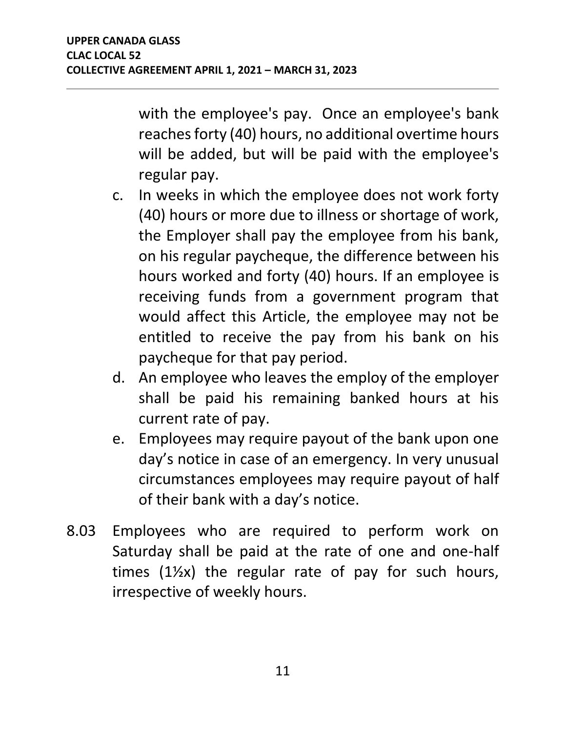with the employee's pay. Once an employee's bank reaches forty (40) hours, no additional overtime hours will be added, but will be paid with the employee's regular pay.

c. In weeks in which the employee does not work forty (40) hours or more due to illness or shortage of work, the Employer shall pay the employee from his bank, on his regular paycheque, the difference between his hours worked and forty (40) hours. If an employee is receiving funds from a government program that would affect this Article, the employee may not be entitled to receive the pay from his bank on his paycheque for that pay period.

d. An employee who leaves the employ of the employer shall be paid his remaining banked hours at his current rate of pay.

e. Employees may require payout of the bank upon one day's notice in case of an emergency. In very unusual circumstances employees may require payout of half of their bank with a day's notice.

8.03 Employees who are required to perform work on Saturday shall be paid at the rate of one and one-half times (1½x) the regular rate of pay for such hours, irrespective of weekly hours.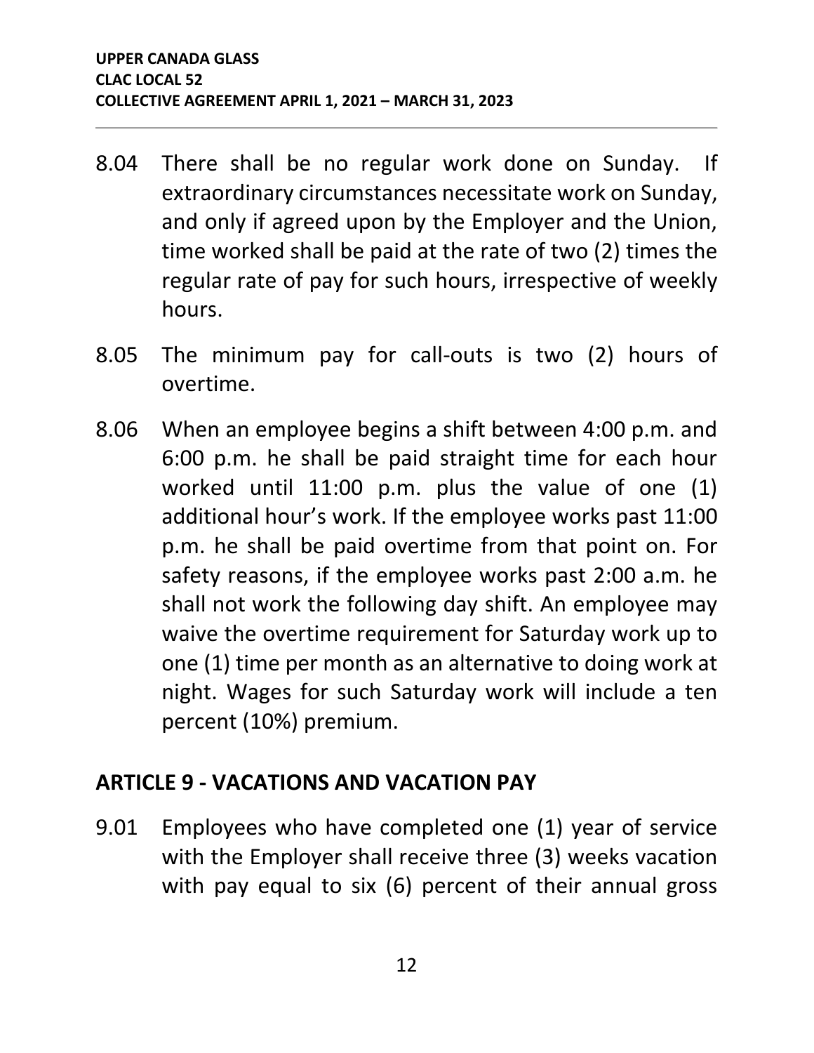8.04 There shall be no regular work done on Sunday. If extraordinary circumstances necessitate work on Sunday, and only if agreed upon by the Employer and the Union, time worked shall be paid at the rate of two (2) times the regular rate of pay for such hours, irrespective of weekly hours.

8.05 The minimum pay for call-outs is two (2) hours of overtime.

8.06 When an employee begins a shift between 4:00 p.m. and 6:00 p.m. he shall be paid straight time for each hour worked until 11:00 p.m. plus the value of one (1) additional hour's work. If the employee works past 11:00 p.m. he shall be paid overtime from that point on. For safety reasons, if the employee works past 2:00 a.m. he shall not work the following day shift. An employee may waive the overtime requirement for Saturday work up to one (1) time per month as an alternative to doing work at night. Wages for such Saturday work will include a ten percent (10%) premium.

## ARTICLE 9 - VACATIONS AND VACATION PAY

9.01 Employees who have completed one (1) year of service with the Employer shall receive three (3) weeks vacation with pay equal to six (6) percent of their annual gross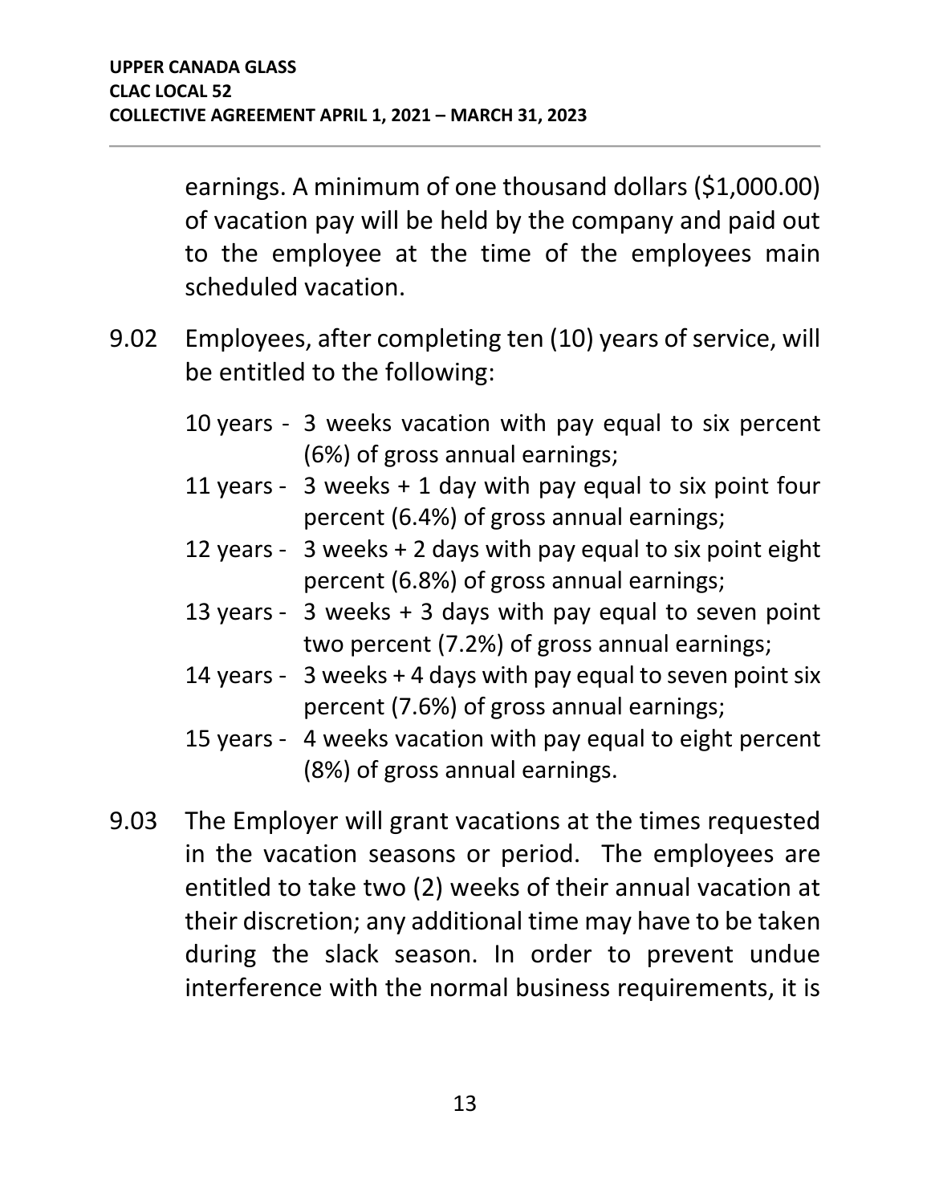earnings. A minimum of one thousand dollars ($1,000.00) of vacation pay will be held by the company and paid out to the employee at the time of the employees main scheduled vacation.

9.02 Employees, after completing ten (10) years of service, will be entitled to the following:

- 10 years - 3 weeks vacation with pay equal to six percent (6%) of gross annual earnings;
- 11 years - 3 weeks + 1 day with pay equal to six point four percent (6.4%) of gross annual earnings;
- 12 years - 3 weeks + 2 days with pay equal to six point eight percent (6.8%) of gross annual earnings;
- 13 years - 3 weeks + 3 days with pay equal to seven point two percent (7.2%) of gross annual earnings;
- 14 years - 3 weeks + 4 days with pay equal to seven point six percent (7.6%) of gross annual earnings;
- 15 years - 4 weeks vacation with pay equal to eight percent (8%) of gross annual earnings.

9.03 The Employer will grant vacations at the times requested in the vacation seasons or period. The employees are entitled to take two (2) weeks of their annual vacation at their discretion; any additional time may have to be taken during the slack season. In order to prevent undue interference with the normal business requirements, it is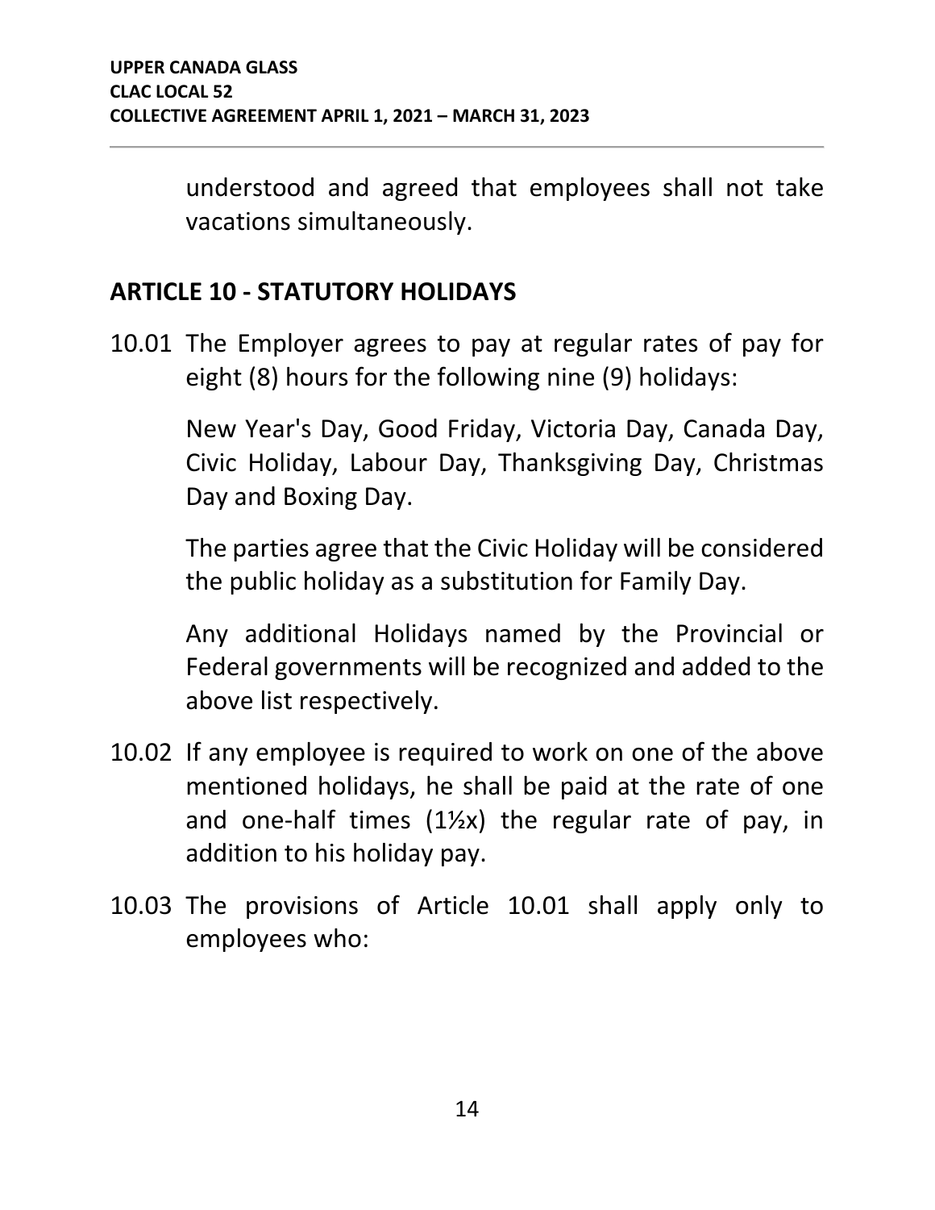understood and agreed that employees shall not take vacations simultaneously.

## ARTICLE 10 - STATUTORY HOLIDAYS

10.01 The Employer agrees to pay at regular rates of pay for eight (8) hours for the following nine (9) holidays:

New Year's Day, Good Friday, Victoria Day, Canada Day, Civic Holiday, Labour Day, Thanksgiving Day, Christmas Day and Boxing Day.

The parties agree that the Civic Holiday will be considered the public holiday as a substitution for Family Day.

Any additional Holidays named by the Provincial or Federal governments will be recognized and added to the above list respectively.

10.02 If any employee is required to work on one of the above mentioned holidays, he shall be paid at the rate of one and one-half times (1½x) the regular rate of pay, in addition to his holiday pay.

10.03 The provisions of Article 10.01 shall apply only to employees who: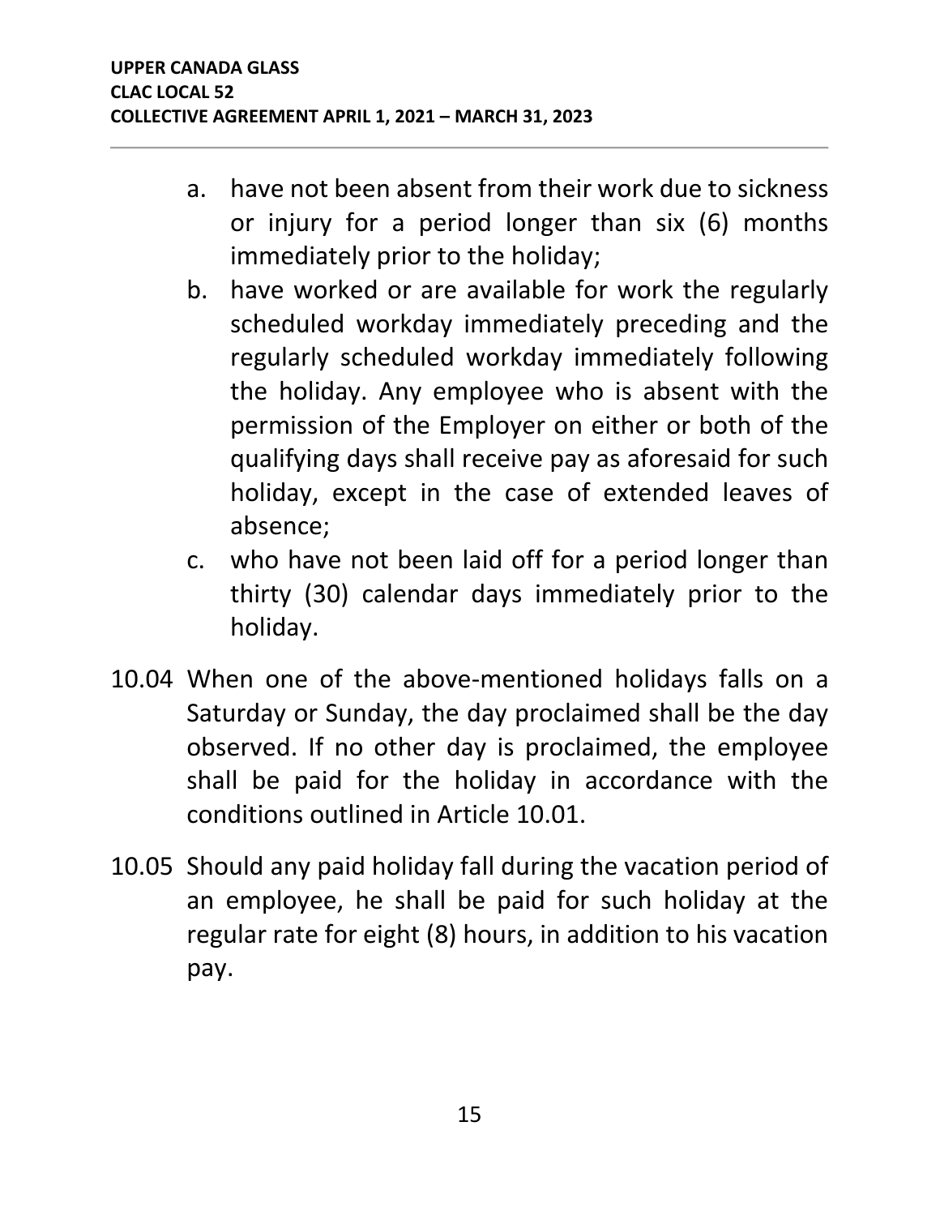a. have not been absent from their work due to sickness or injury for a period longer than six (6) months immediately prior to the holiday;
b. have worked or are available for work the regularly scheduled workday immediately preceding and the regularly scheduled workday immediately following the holiday. Any employee who is absent with the permission of the Employer on either or both of the qualifying days shall receive pay as aforesaid for such holiday, except in the case of extended leaves of absence;
c. who have not been laid off for a period longer than thirty (30) calendar days immediately prior to the holiday.

10.04 When one of the above-mentioned holidays falls on a Saturday or Sunday, the day proclaimed shall be the day observed. If no other day is proclaimed, the employee shall be paid for the holiday in accordance with the conditions outlined in Article 10.01.

10.05 Should any paid holiday fall during the vacation period of an employee, he shall be paid for such holiday at the regular rate for eight (8) hours, in addition to his vacation pay.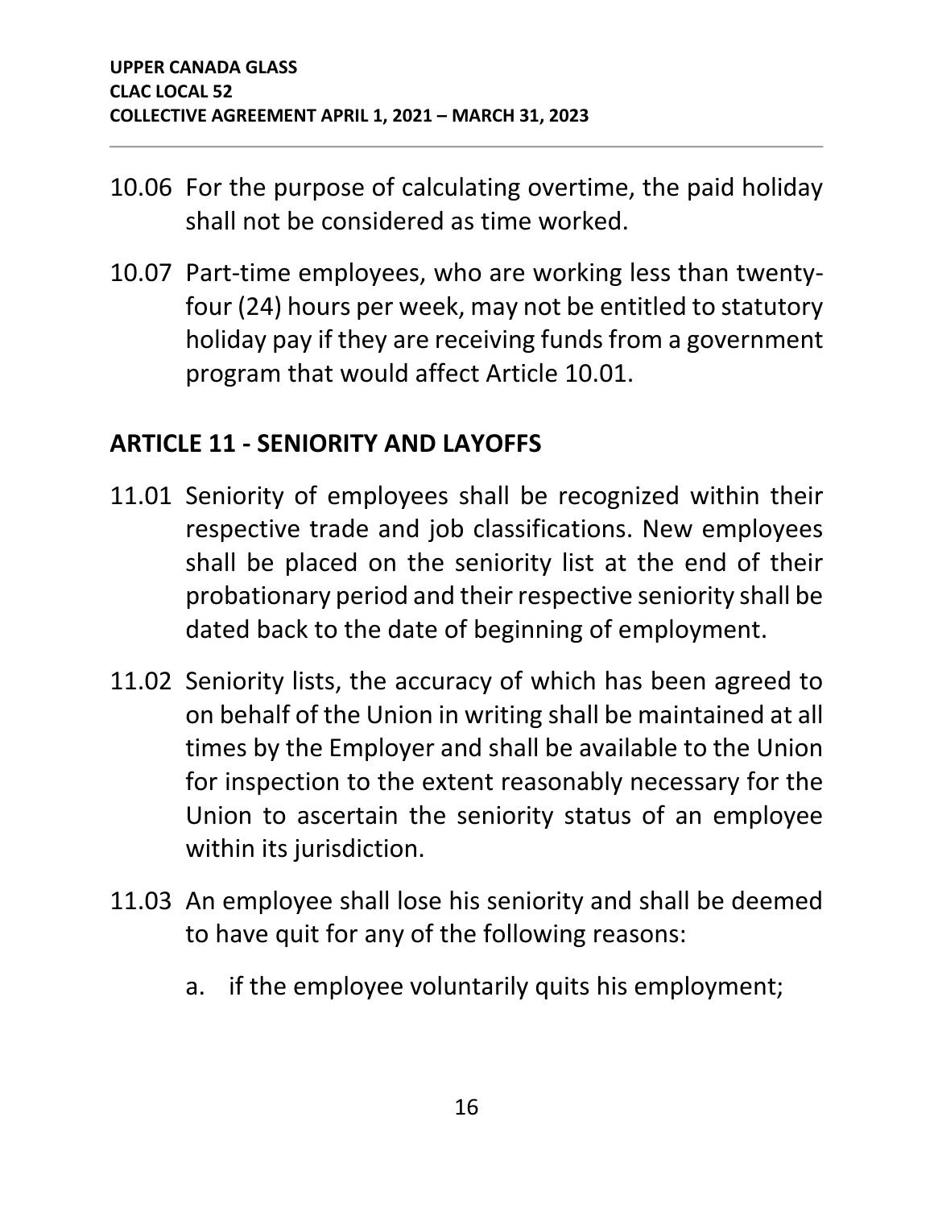10.06 For the purpose of calculating overtime, the paid holiday shall not be considered as time worked.

10.07 Part-time employees, who are working less than twenty-four (24) hours per week, may not be entitled to statutory holiday pay if they are receiving funds from a government program that would affect Article 10.01.

## ARTICLE 11 - SENIORITY AND LAYOFFS

11.01 Seniority of employees shall be recognized within their respective trade and job classifications. New employees shall be placed on the seniority list at the end of their probationary period and their respective seniority shall be dated back to the date of beginning of employment.

11.02 Seniority lists, the accuracy of which has been agreed to on behalf of the Union in writing shall be maintained at all times by the Employer and shall be available to the Union for inspection to the extent reasonably necessary for the Union to ascertain the seniority status of an employee within its jurisdiction.

11.03 An employee shall lose his seniority and shall be deemed to have quit for any of the following reasons:

a. if the employee voluntarily quits his employment;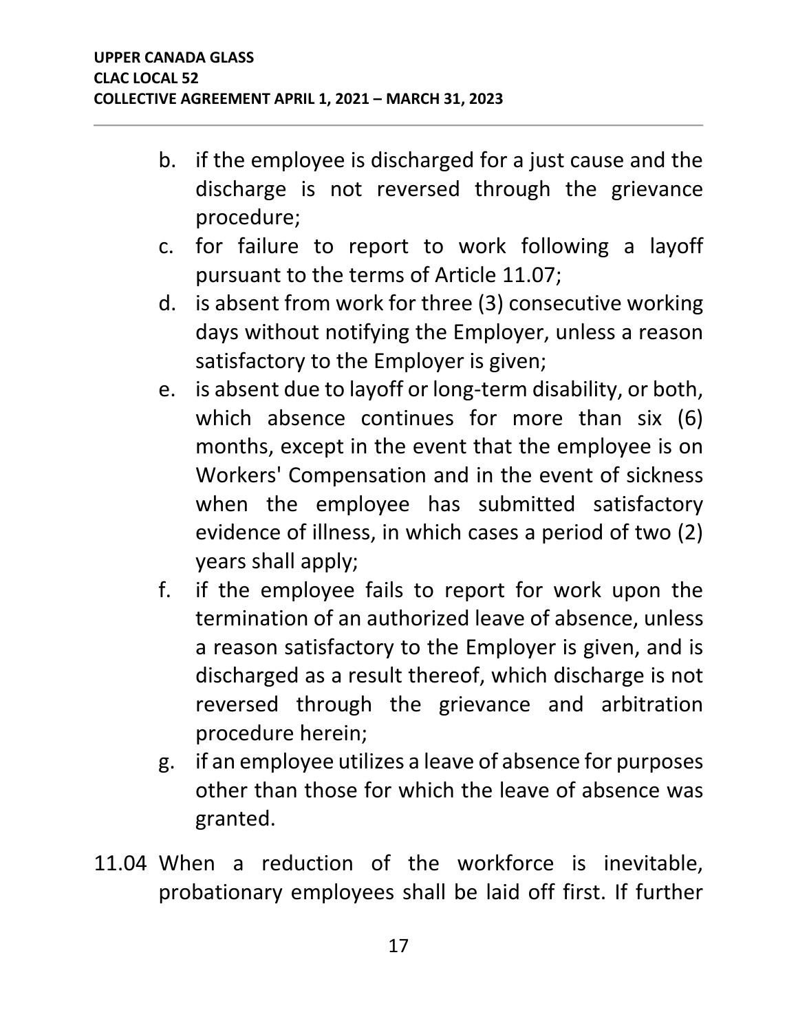b. if the employee is discharged for a just cause and the discharge is not reversed through the grievance procedure;
c. for failure to report to work following a layoff pursuant to the terms of Article 11.07;
d. is absent from work for three (3) consecutive working days without notifying the Employer, unless a reason satisfactory to the Employer is given;
e. is absent due to layoff or long-term disability, or both, which absence continues for more than six (6) months, except in the event that the employee is on Workers' Compensation and in the event of sickness when the employee has submitted satisfactory evidence of illness, in which cases a period of two (2) years shall apply;
f. if the employee fails to report for work upon the termination of an authorized leave of absence, unless a reason satisfactory to the Employer is given, and is discharged as a result thereof, which discharge is not reversed through the grievance and arbitration procedure herein;
g. if an employee utilizes a leave of absence for purposes other than those for which the leave of absence was granted.

11.04 When a reduction of the workforce is inevitable, probationary employees shall be laid off first. If further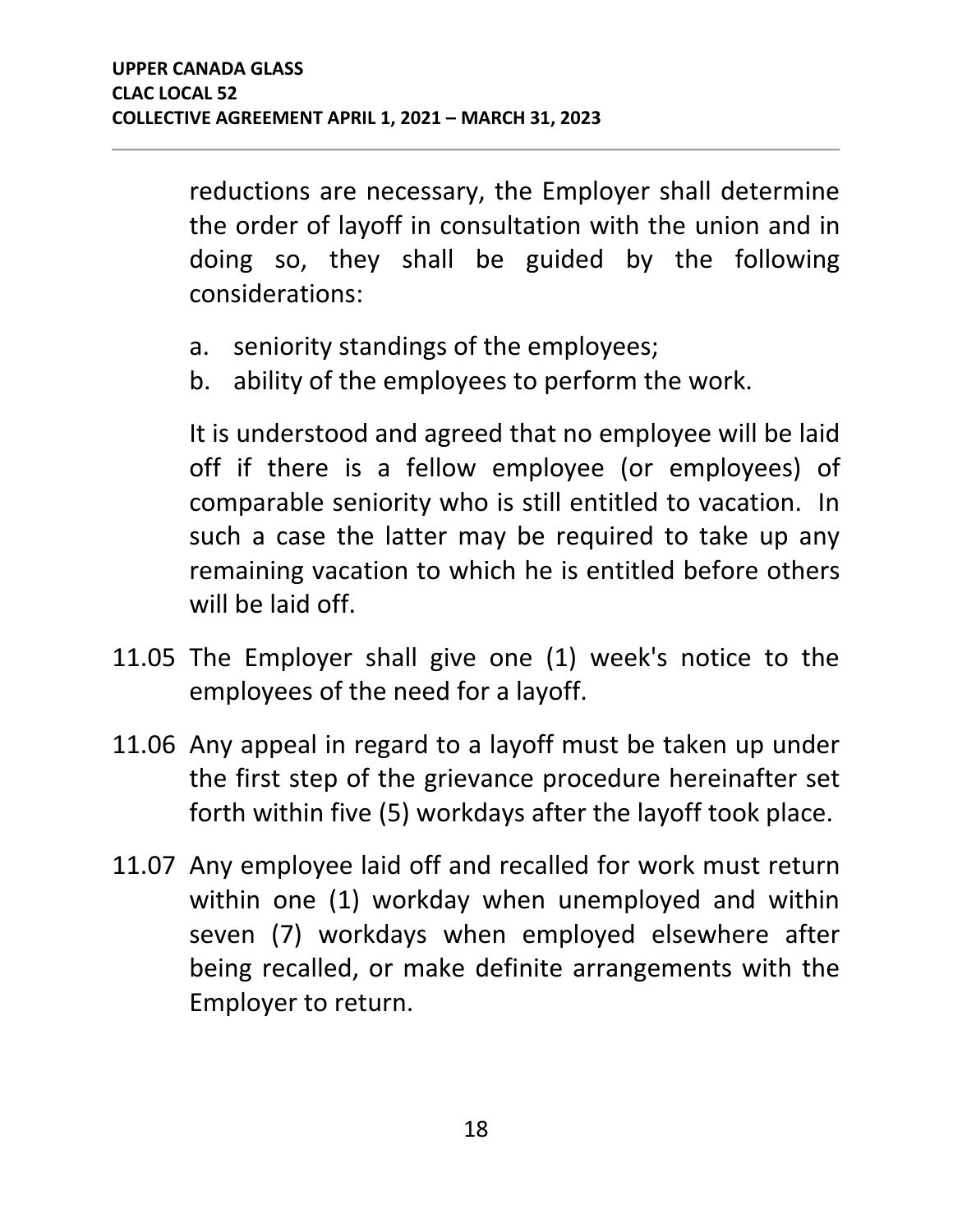reductions are necessary, the Employer shall determine the order of layoff in consultation with the union and in doing so, they shall be guided by the following considerations:

a. seniority standings of the employees;
b. ability of the employees to perform the work.

It is understood and agreed that no employee will be laid off if there is a fellow employee (or employees) of comparable seniority who is still entitled to vacation. In such a case the latter may be required to take up any remaining vacation to which he is entitled before others will be laid off.

11.05 The Employer shall give one (1) week's notice to the employees of the need for a layoff.

11.06 Any appeal in regard to a layoff must be taken up under the first step of the grievance procedure hereinafter set forth within five (5) workdays after the layoff took place.

11.07 Any employee laid off and recalled for work must return within one (1) workday when unemployed and within seven (7) workdays when employed elsewhere after being recalled, or make definite arrangements with the Employer to return.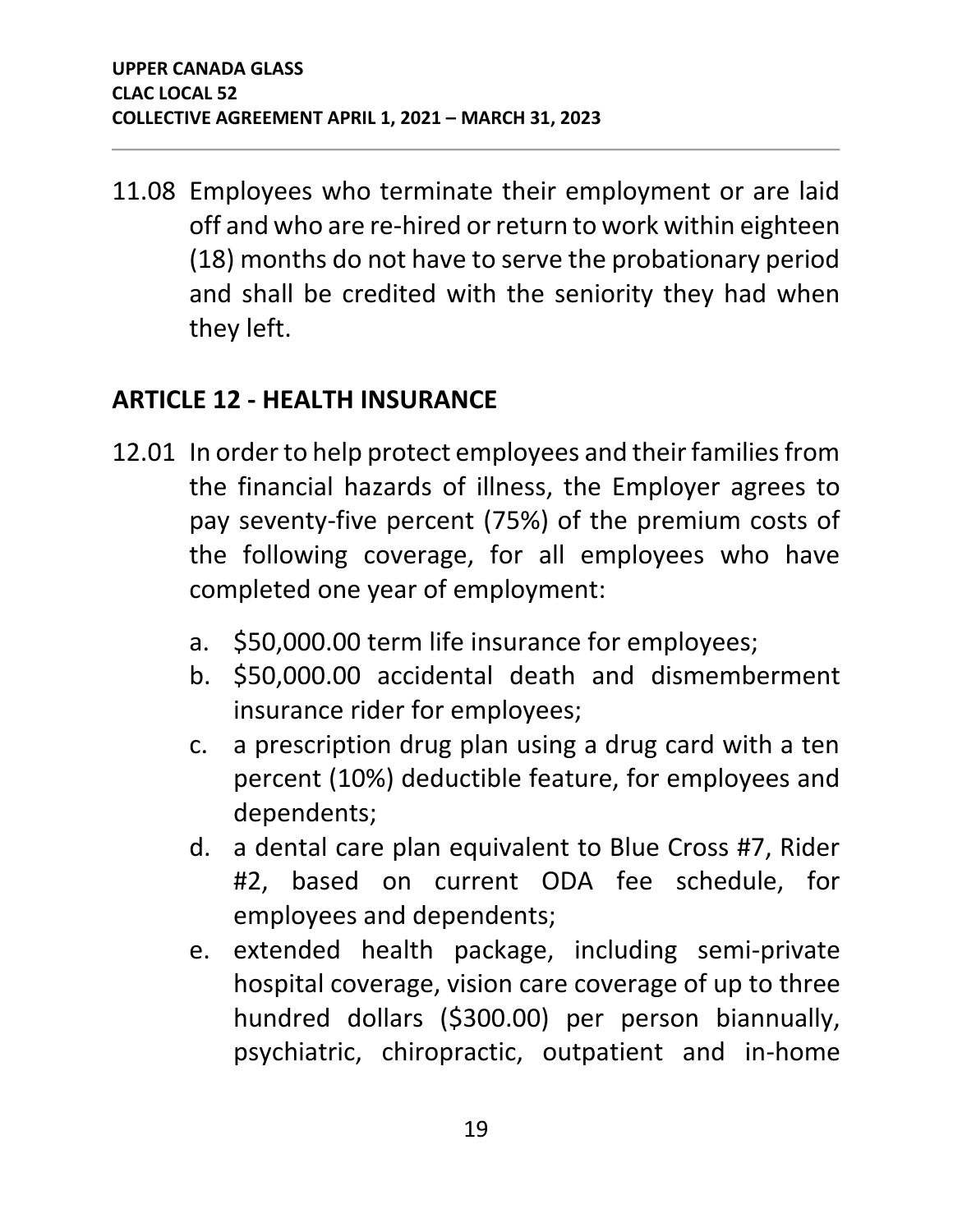11.08 Employees who terminate their employment or are laid off and who are re-hired or return to work within eighteen (18) months do not have to serve the probationary period and shall be credited with the seniority they had when they left.

## ARTICLE 12 - HEALTH INSURANCE

12.01 In order to help protect employees and their families from the financial hazards of illness, the Employer agrees to pay seventy-five percent (75%) of the premium costs of the following coverage, for all employees who have completed one year of employment:

a. $50,000.00 term life insurance for employees;
b. $50,000.00 accidental death and dismemberment insurance rider for employees;
c. a prescription drug plan using a drug card with a ten percent (10%) deductible feature, for employees and dependents;
d. a dental care plan equivalent to Blue Cross #7, Rider #2, based on current ODA fee schedule, for employees and dependents;
e. extended health package, including semi-private hospital coverage, vision care coverage of up to three hundred dollars ($300.00) per person biannually, psychiatric, chiropractic, outpatient and in-home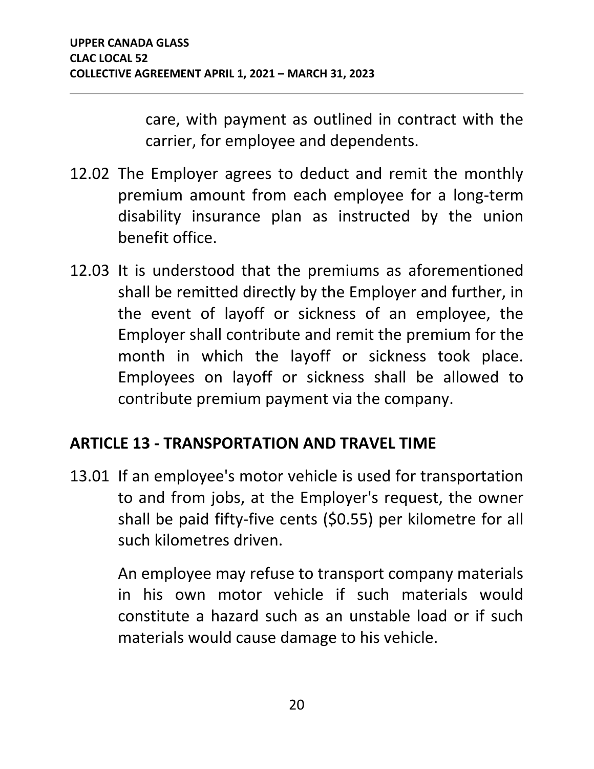care, with payment as outlined in contract with the carrier, for employee and dependents.

12.02 The Employer agrees to deduct and remit the monthly premium amount from each employee for a long-term disability insurance plan as instructed by the union benefit office.

12.03 It is understood that the premiums as aforementioned shall be remitted directly by the Employer and further, in the event of layoff or sickness of an employee, the Employer shall contribute and remit the premium for the month in which the layoff or sickness took place. Employees on layoff or sickness shall be allowed to contribute premium payment via the company.

## ARTICLE 13 - TRANSPORTATION AND TRAVEL TIME

13.01 If an employee's motor vehicle is used for transportation to and from jobs, at the Employer's request, the owner shall be paid fifty-five cents ($0.55) per kilometre for all such kilometres driven.

An employee may refuse to transport company materials in his own motor vehicle if such materials would constitute a hazard such as an unstable load or if such materials would cause damage to his vehicle.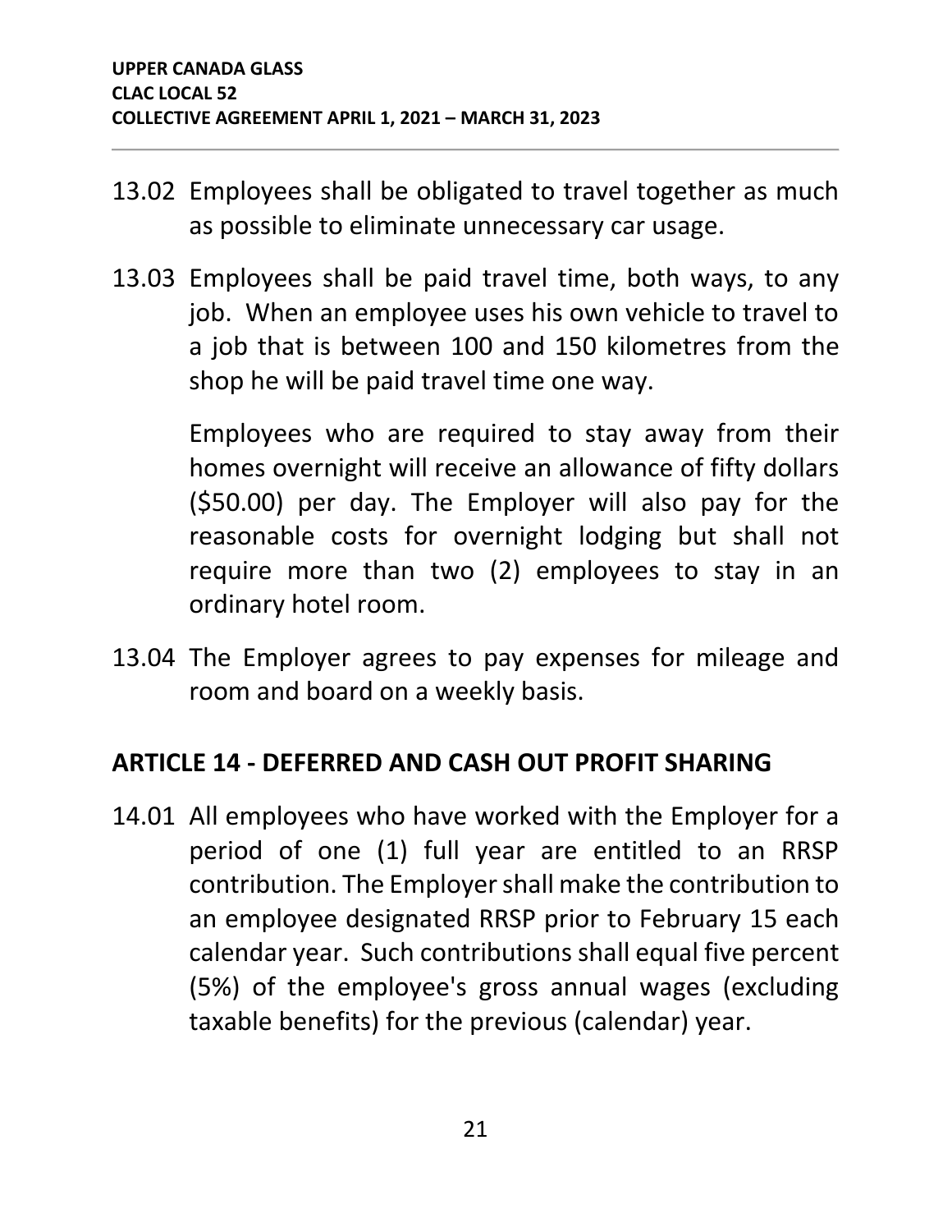13.02 Employees shall be obligated to travel together as much as possible to eliminate unnecessary car usage.

13.03 Employees shall be paid travel time, both ways, to any job. When an employee uses his own vehicle to travel to a job that is between 100 and 150 kilometres from the shop he will be paid travel time one way.

Employees who are required to stay away from their homes overnight will receive an allowance of fifty dollars ($50.00) per day. The Employer will also pay for the reasonable costs for overnight lodging but shall not require more than two (2) employees to stay in an ordinary hotel room.

13.04 The Employer agrees to pay expenses for mileage and room and board on a weekly basis.

## ARTICLE 14 - DEFERRED AND CASH OUT PROFIT SHARING

14.01 All employees who have worked with the Employer for a period of one (1) full year are entitled to an RRSP contribution. The Employer shall make the contribution to an employee designated RRSP prior to February 15 each calendar year. Such contributions shall equal five percent (5%) of the employee's gross annual wages (excluding taxable benefits) for the previous (calendar) year.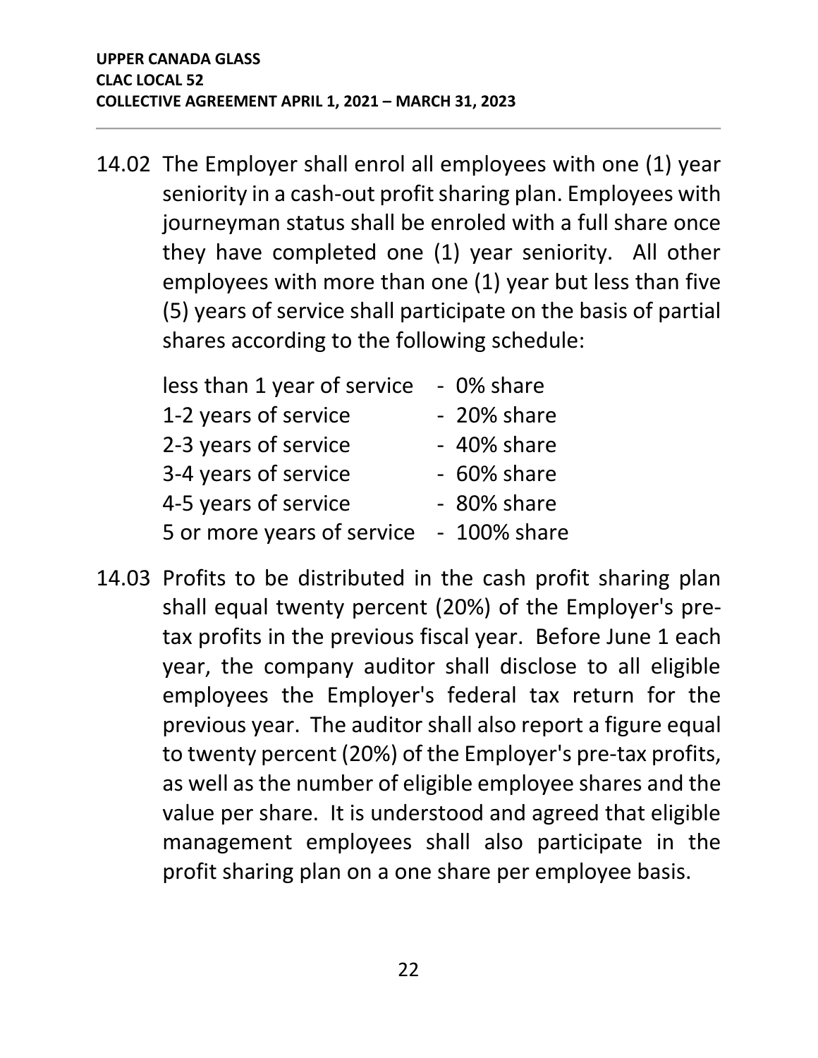14.02 The Employer shall enrol all employees with one (1) year seniority in a cash-out profit sharing plan. Employees with journeyman status shall be enroled with a full share once they have completed one (1) year seniority. All other employees with more than one (1) year but less than five (5) years of service shall participate on the basis of partial shares according to the following schedule:

| | |
|---|---|
| less than 1 year of service | - 0% share |
| 1-2 years of service | - 20% share |
| 2-3 years of service | - 40% share |
| 3-4 years of service | - 60% share |
| 4-5 years of service | - 80% share |
| 5 or more years of service | - 100% share |

14.03 Profits to be distributed in the cash profit sharing plan shall equal twenty percent (20%) of the Employer's pre-tax profits in the previous fiscal year. Before June 1 each year, the company auditor shall disclose to all eligible employees the Employer's federal tax return for the previous year. The auditor shall also report a figure equal to twenty percent (20%) of the Employer's pre-tax profits, as well as the number of eligible employee shares and the value per share. It is understood and agreed that eligible management employees shall also participate in the profit sharing plan on a one share per employee basis.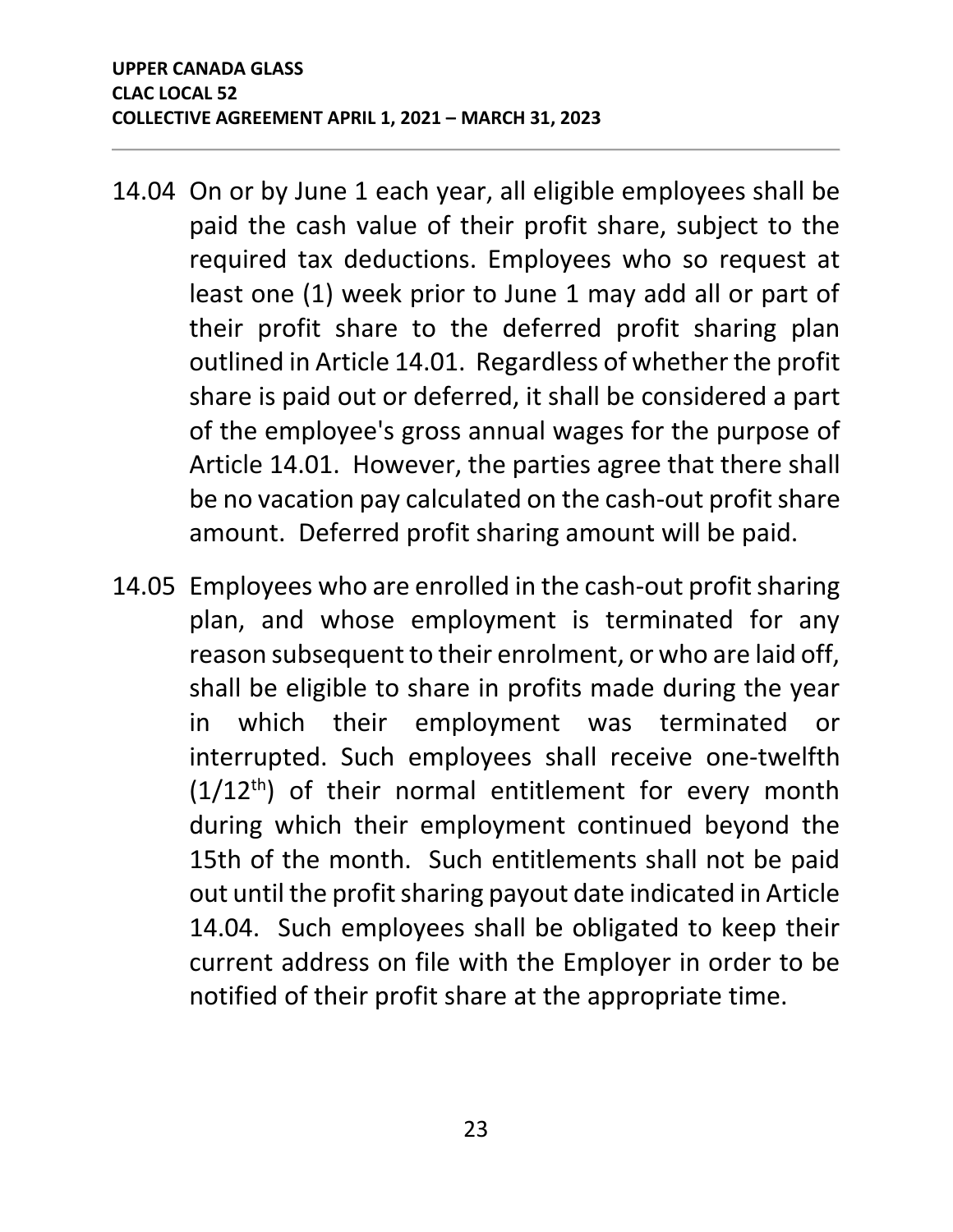14.04 On or by June 1 each year, all eligible employees shall be paid the cash value of their profit share, subject to the required tax deductions. Employees who so request at least one (1) week prior to June 1 may add all or part of their profit share to the deferred profit sharing plan outlined in Article 14.01. Regardless of whether the profit share is paid out or deferred, it shall be considered a part of the employee's gross annual wages for the purpose of Article 14.01. However, the parties agree that there shall be no vacation pay calculated on the cash-out profit share amount. Deferred profit sharing amount will be paid.

14.05 Employees who are enrolled in the cash-out profit sharing plan, and whose employment is terminated for any reason subsequent to their enrolment, or who are laid off, shall be eligible to share in profits made during the year in which their employment was terminated or interrupted. Such employees shall receive one-twelfth (1/12th) of their normal entitlement for every month during which their employment continued beyond the 15th of the month. Such entitlements shall not be paid out until the profit sharing payout date indicated in Article 14.04. Such employees shall be obligated to keep their current address on file with the Employer in order to be notified of their profit share at the appropriate time.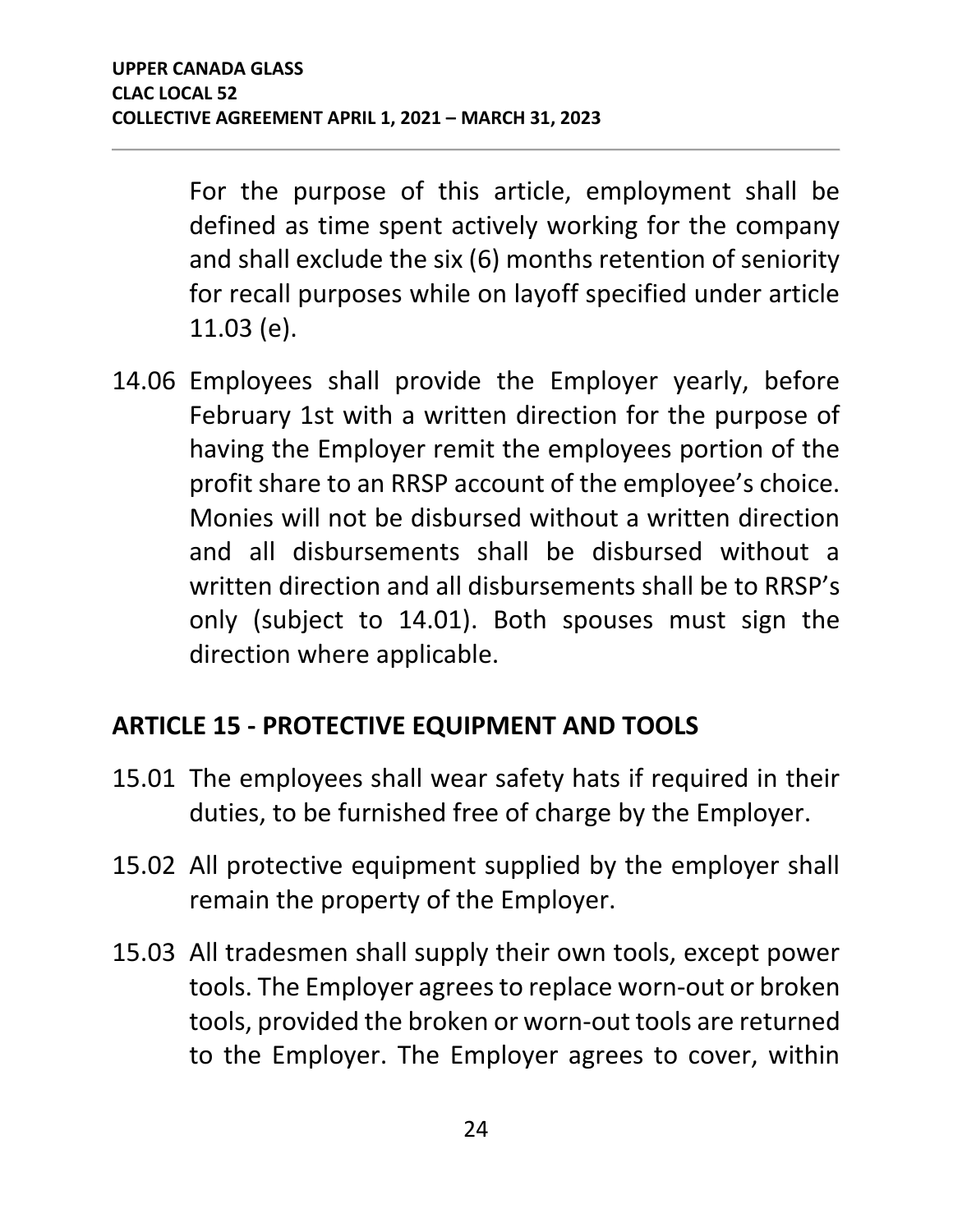For the purpose of this article, employment shall be defined as time spent actively working for the company and shall exclude the six (6) months retention of seniority for recall purposes while on layoff specified under article 11.03 (e).

14.06 Employees shall provide the Employer yearly, before February 1st with a written direction for the purpose of having the Employer remit the employees portion of the profit share to an RRSP account of the employee's choice. Monies will not be disbursed without a written direction and all disbursements shall be disbursed without a written direction and all disbursements shall be to RRSP's only (subject to 14.01). Both spouses must sign the direction where applicable.

## ARTICLE 15 - PROTECTIVE EQUIPMENT AND TOOLS

15.01 The employees shall wear safety hats if required in their duties, to be furnished free of charge by the Employer.

15.02 All protective equipment supplied by the employer shall remain the property of the Employer.

15.03 All tradesmen shall supply their own tools, except power tools. The Employer agrees to replace worn-out or broken tools, provided the broken or worn-out tools are returned to the Employer. The Employer agrees to cover, within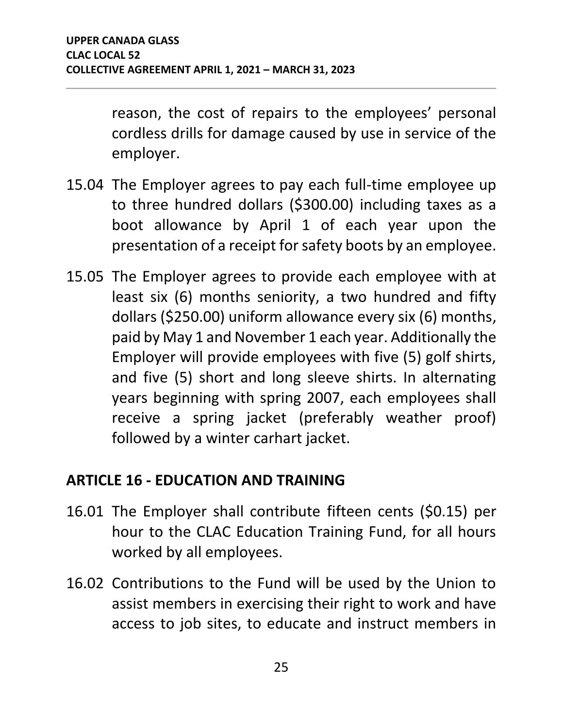reason, the cost of repairs to the employees' personal cordless drills for damage caused by use in service of the employer.

15.04 The Employer agrees to pay each full-time employee up to three hundred dollars ($300.00) including taxes as a boot allowance by April 1 of each year upon the presentation of a receipt for safety boots by an employee.

15.05 The Employer agrees to provide each employee with at least six (6) months seniority, a two hundred and fifty dollars ($250.00) uniform allowance every six (6) months, paid by May 1 and November 1 each year. Additionally the Employer will provide employees with five (5) golf shirts, and five (5) short and long sleeve shirts. In alternating years beginning with spring 2007, each employees shall receive a spring jacket (preferably weather proof) followed by a winter carhart jacket.

## ARTICLE 16 - EDUCATION AND TRAINING

16.01 The Employer shall contribute fifteen cents ($0.15) per hour to the CLAC Education Training Fund, for all hours worked by all employees.

16.02 Contributions to the Fund will be used by the Union to assist members in exercising their right to work and have access to job sites, to educate and instruct members in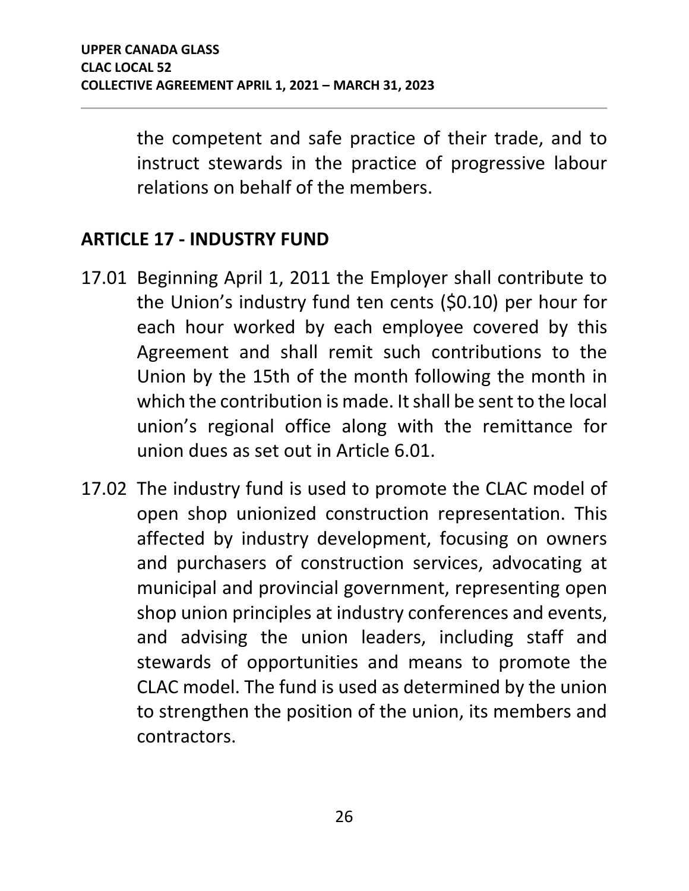the competent and safe practice of their trade, and to instruct stewards in the practice of progressive labour relations on behalf of the members.

## ARTICLE 17 - INDUSTRY FUND

17.01 Beginning April 1, 2011 the Employer shall contribute to the Union's industry fund ten cents ($0.10) per hour for each hour worked by each employee covered by this Agreement and shall remit such contributions to the Union by the 15th of the month following the month in which the contribution is made. It shall be sent to the local union's regional office along with the remittance for union dues as set out in Article 6.01.

17.02 The industry fund is used to promote the CLAC model of open shop unionized construction representation. This affected by industry development, focusing on owners and purchasers of construction services, advocating at municipal and provincial government, representing open shop union principles at industry conferences and events, and advising the union leaders, including staff and stewards of opportunities and means to promote the CLAC model. The fund is used as determined by the union to strengthen the position of the union, its members and contractors.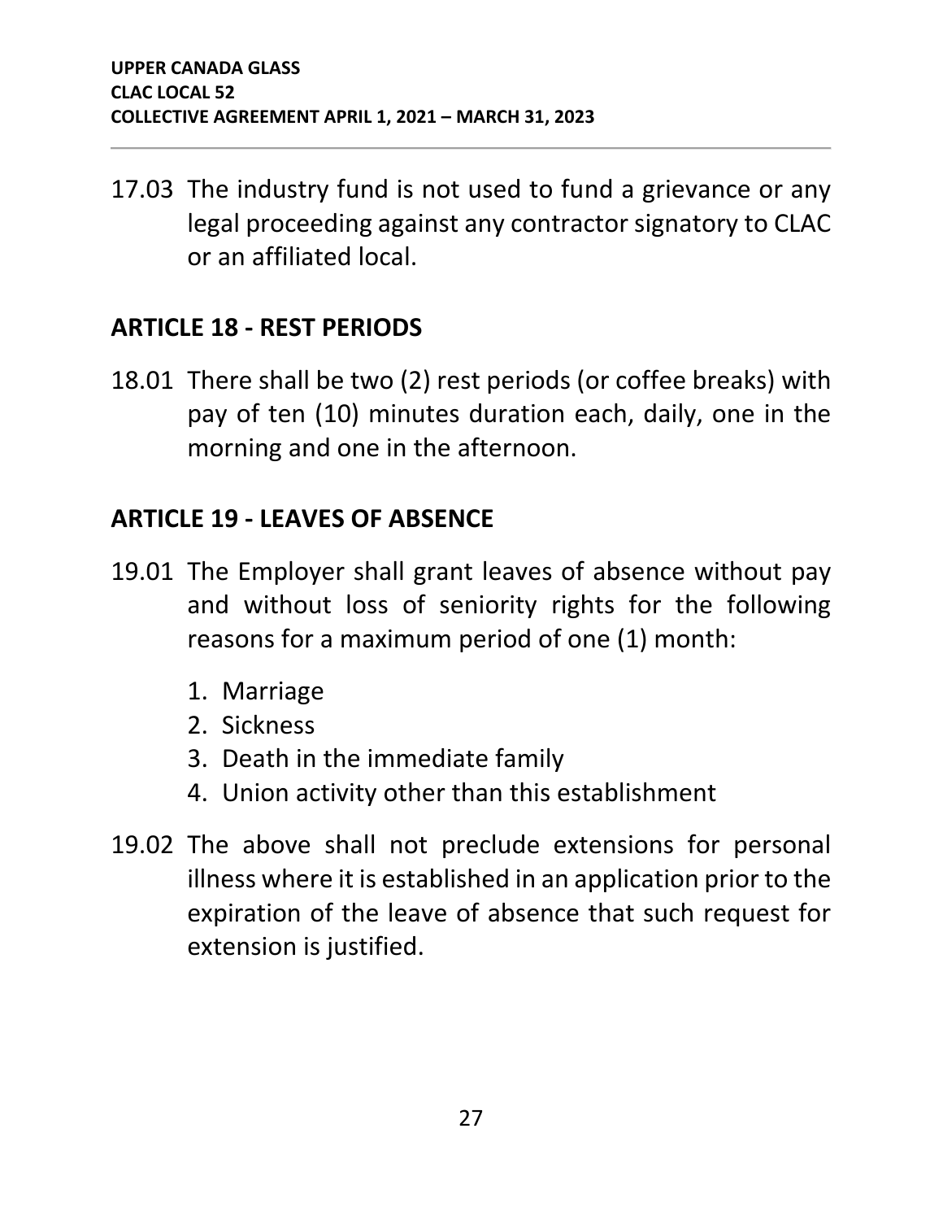17.03 The industry fund is not used to fund a grievance or any legal proceeding against any contractor signatory to CLAC or an affiliated local.

## ARTICLE 18 - REST PERIODS

18.01 There shall be two (2) rest periods (or coffee breaks) with pay of ten (10) minutes duration each, daily, one in the morning and one in the afternoon.

## ARTICLE 19 - LEAVES OF ABSENCE

19.01 The Employer shall grant leaves of absence without pay and without loss of seniority rights for the following reasons for a maximum period of one (1) month:

1. Marriage
2. Sickness
3. Death in the immediate family
4. Union activity other than this establishment

19.02 The above shall not preclude extensions for personal illness where it is established in an application prior to the expiration of the leave of absence that such request for extension is justified.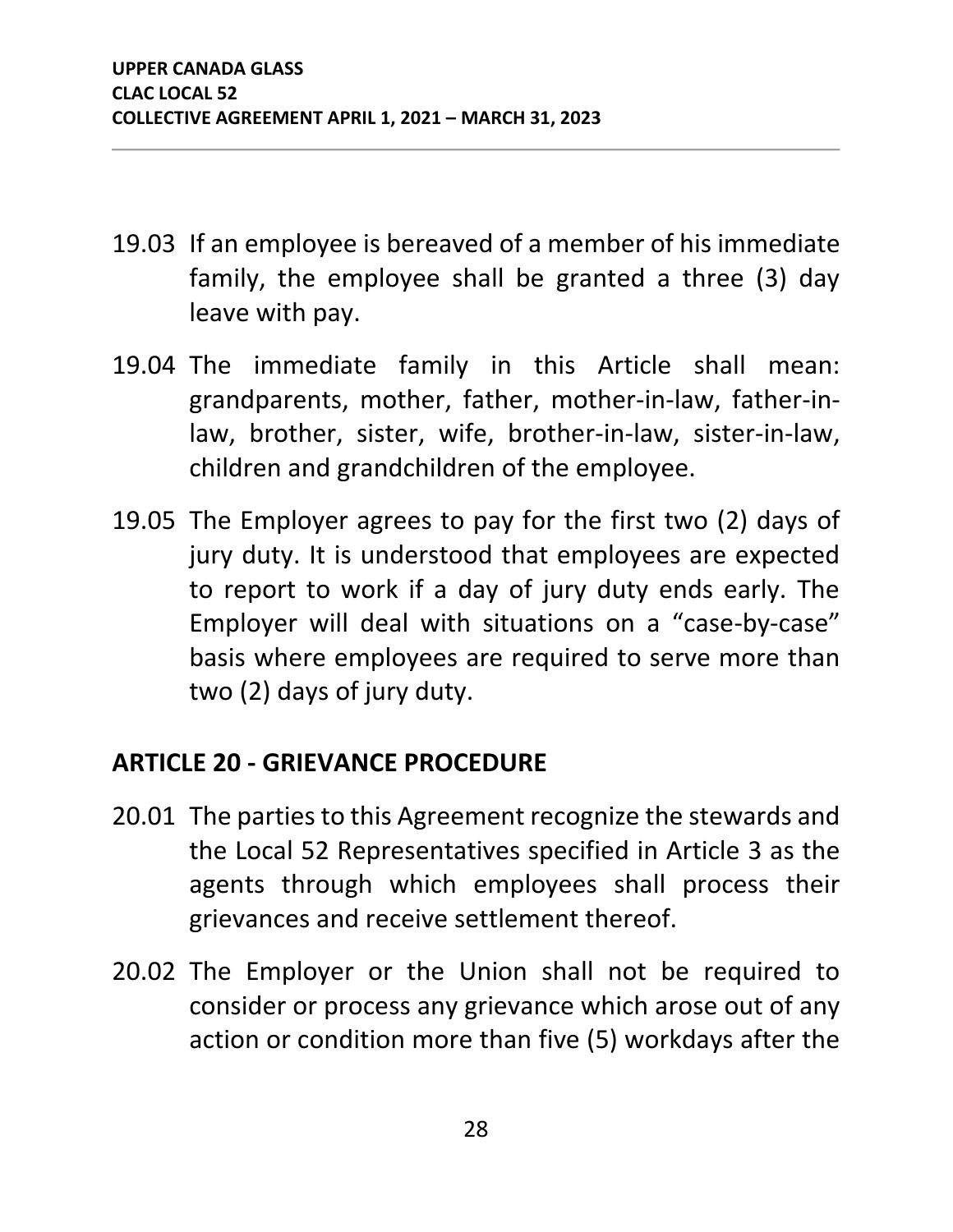19.03 If an employee is bereaved of a member of his immediate family, the employee shall be granted a three (3) day leave with pay.

19.04 The immediate family in this Article shall mean: grandparents, mother, father, mother-in-law, father-in-law, brother, sister, wife, brother-in-law, sister-in-law, children and grandchildren of the employee.

19.05 The Employer agrees to pay for the first two (2) days of jury duty. It is understood that employees are expected to report to work if a day of jury duty ends early. The Employer will deal with situations on a "case-by-case" basis where employees are required to serve more than two (2) days of jury duty.

## ARTICLE 20 - GRIEVANCE PROCEDURE

20.01 The parties to this Agreement recognize the stewards and the Local 52 Representatives specified in Article 3 as the agents through which employees shall process their grievances and receive settlement thereof.

20.02 The Employer or the Union shall not be required to consider or process any grievance which arose out of any action or condition more than five (5) workdays after the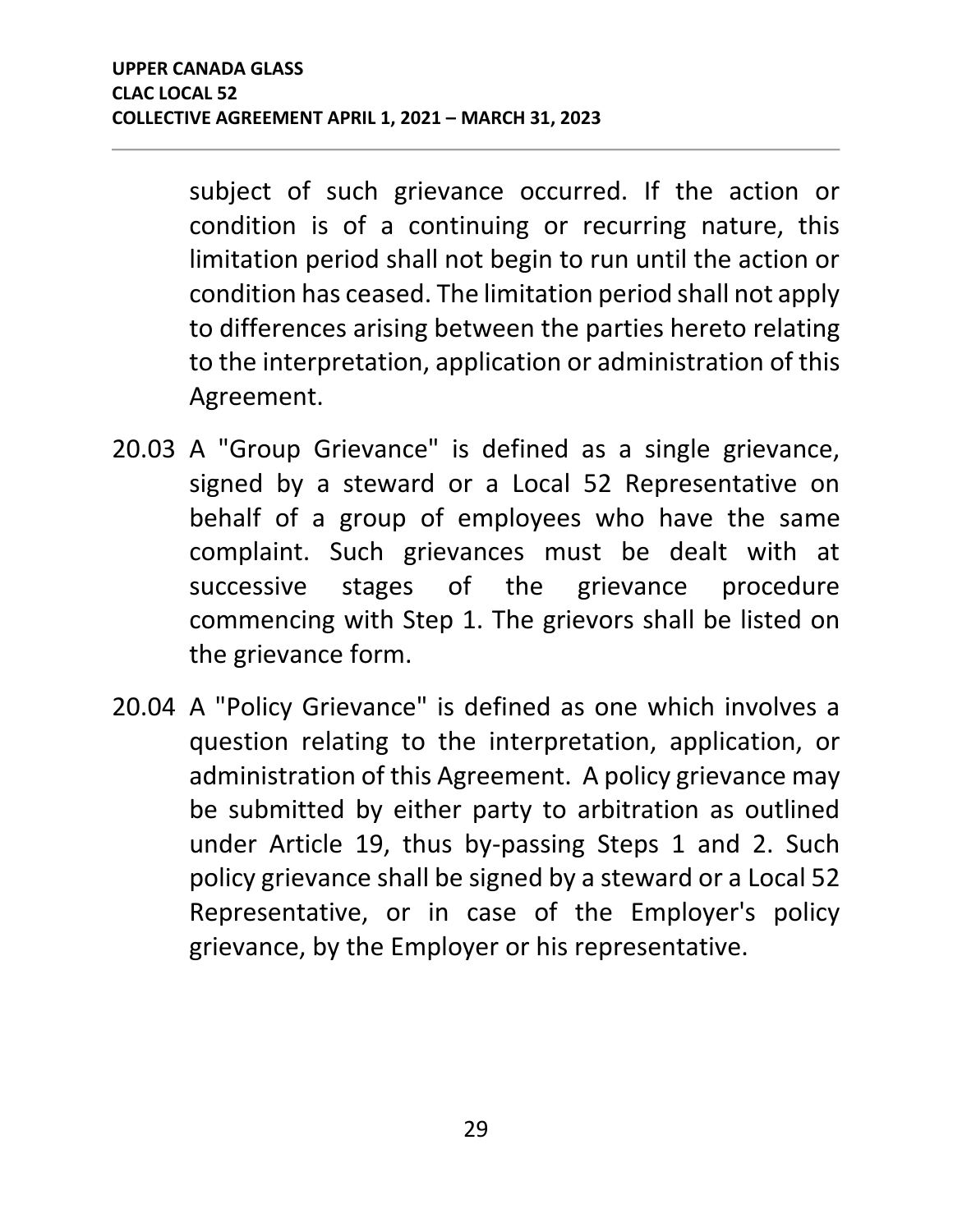subject of such grievance occurred. If the action or condition is of a continuing or recurring nature, this limitation period shall not begin to run until the action or condition has ceased. The limitation period shall not apply to differences arising between the parties hereto relating to the interpretation, application or administration of this Agreement.

20.03 A "Group Grievance" is defined as a single grievance, signed by a steward or a Local 52 Representative on behalf of a group of employees who have the same complaint. Such grievances must be dealt with at successive stages of the grievance procedure commencing with Step 1. The grievors shall be listed on the grievance form.

20.04 A "Policy Grievance" is defined as one which involves a question relating to the interpretation, application, or administration of this Agreement. A policy grievance may be submitted by either party to arbitration as outlined under Article 19, thus by-passing Steps 1 and 2. Such policy grievance shall be signed by a steward or a Local 52 Representative, or in case of the Employer's policy grievance, by the Employer or his representative.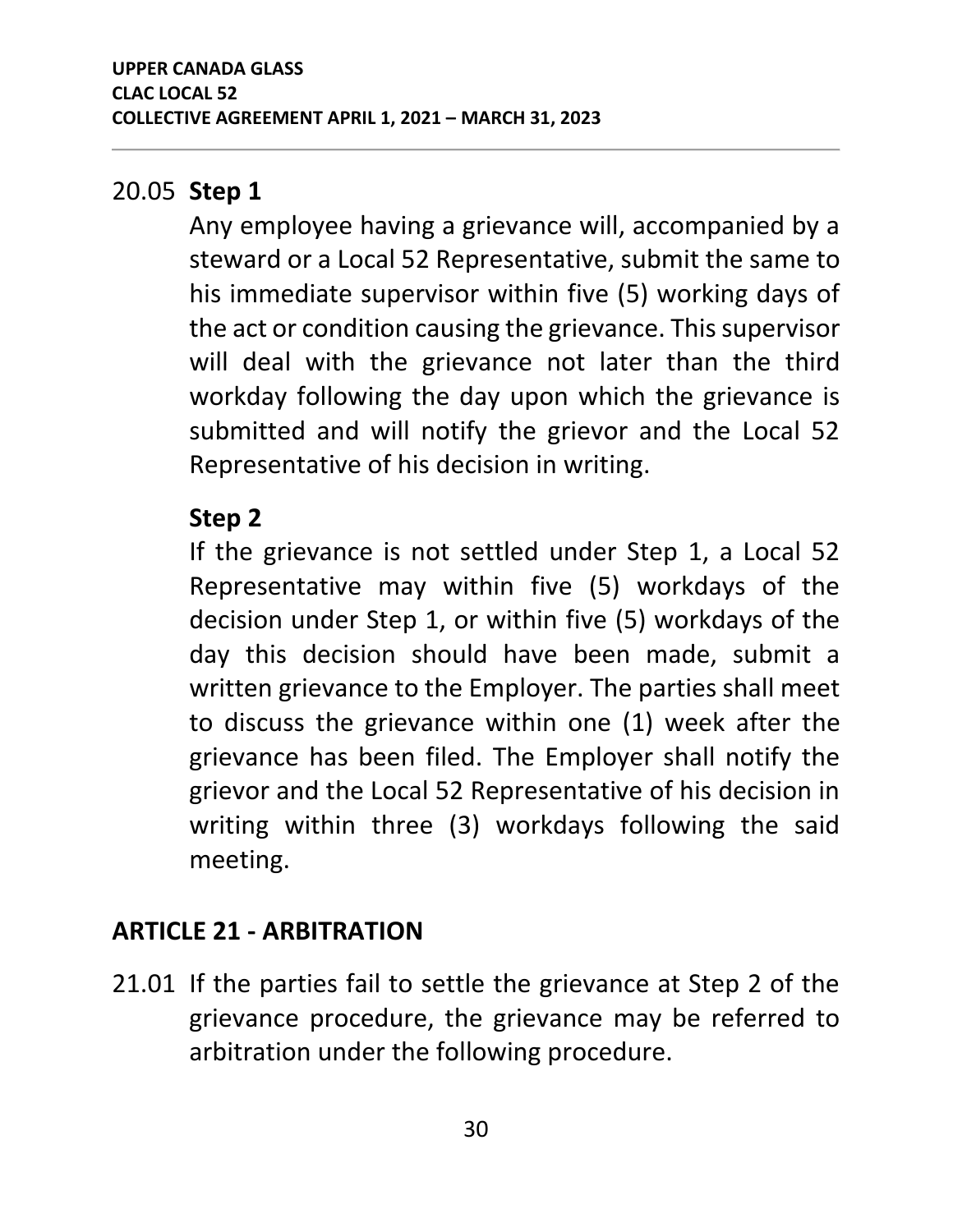20.05 **Step 1**

Any employee having a grievance will, accompanied by a steward or a Local 52 Representative, submit the same to his immediate supervisor within five (5) working days of the act or condition causing the grievance. This supervisor will deal with the grievance not later than the third workday following the day upon which the grievance is submitted and will notify the grievor and the Local 52 Representative of his decision in writing.

**Step 2**

If the grievance is not settled under Step 1, a Local 52 Representative may within five (5) workdays of the decision under Step 1, or within five (5) workdays of the day this decision should have been made, submit a written grievance to the Employer. The parties shall meet to discuss the grievance within one (1) week after the grievance has been filed. The Employer shall notify the grievor and the Local 52 Representative of his decision in writing within three (3) workdays following the said meeting.

## ARTICLE 21 - ARBITRATION

21.01 If the parties fail to settle the grievance at Step 2 of the grievance procedure, the grievance may be referred to arbitration under the following procedure.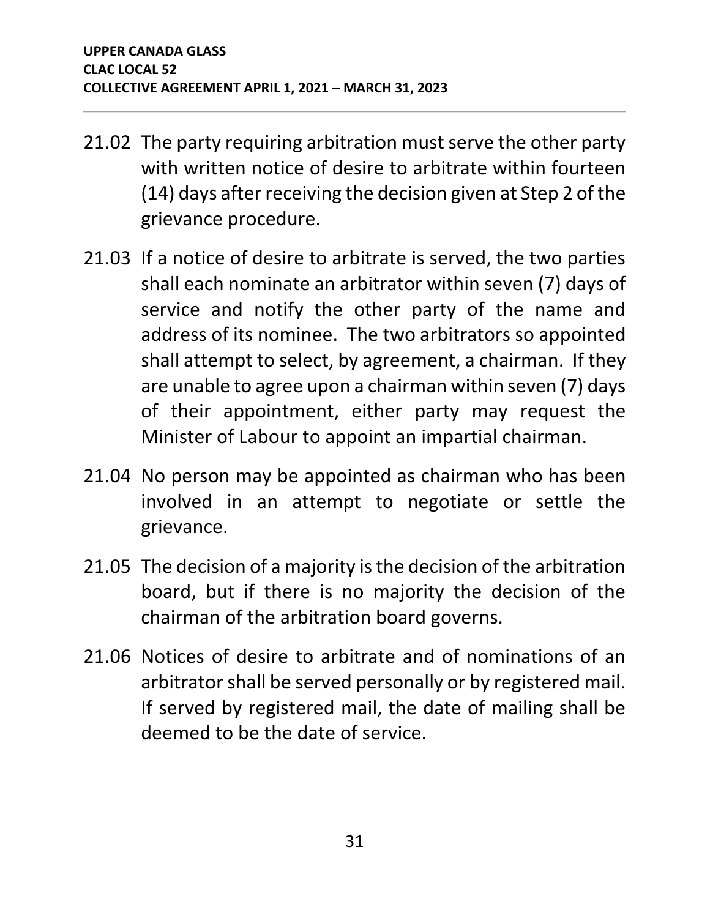21.02 The party requiring arbitration must serve the other party with written notice of desire to arbitrate within fourteen (14) days after receiving the decision given at Step 2 of the grievance procedure.

21.03 If a notice of desire to arbitrate is served, the two parties shall each nominate an arbitrator within seven (7) days of service and notify the other party of the name and address of its nominee. The two arbitrators so appointed shall attempt to select, by agreement, a chairman. If they are unable to agree upon a chairman within seven (7) days of their appointment, either party may request the Minister of Labour to appoint an impartial chairman.

21.04 No person may be appointed as chairman who has been involved in an attempt to negotiate or settle the grievance.

21.05 The decision of a majority is the decision of the arbitration board, but if there is no majority the decision of the chairman of the arbitration board governs.

21.06 Notices of desire to arbitrate and of nominations of an arbitrator shall be served personally or by registered mail. If served by registered mail, the date of mailing shall be deemed to be the date of service.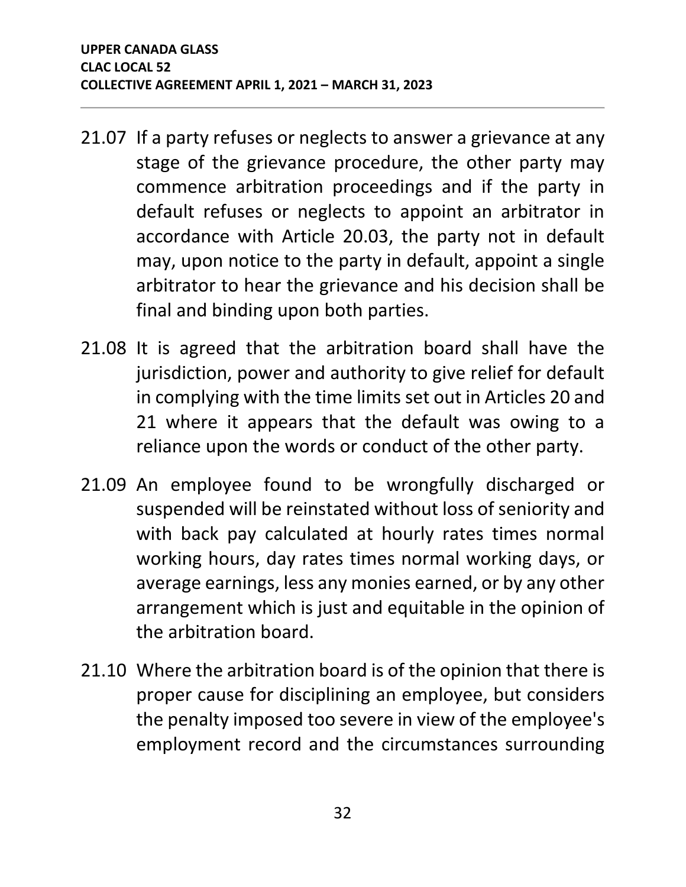21.07 If a party refuses or neglects to answer a grievance at any stage of the grievance procedure, the other party may commence arbitration proceedings and if the party in default refuses or neglects to appoint an arbitrator in accordance with Article 20.03, the party not in default may, upon notice to the party in default, appoint a single arbitrator to hear the grievance and his decision shall be final and binding upon both parties.

21.08 It is agreed that the arbitration board shall have the jurisdiction, power and authority to give relief for default in complying with the time limits set out in Articles 20 and 21 where it appears that the default was owing to a reliance upon the words or conduct of the other party.

21.09 An employee found to be wrongfully discharged or suspended will be reinstated without loss of seniority and with back pay calculated at hourly rates times normal working hours, day rates times normal working days, or average earnings, less any monies earned, or by any other arrangement which is just and equitable in the opinion of the arbitration board.

21.10 Where the arbitration board is of the opinion that there is proper cause for disciplining an employee, but considers the penalty imposed too severe in view of the employee's employment record and the circumstances surrounding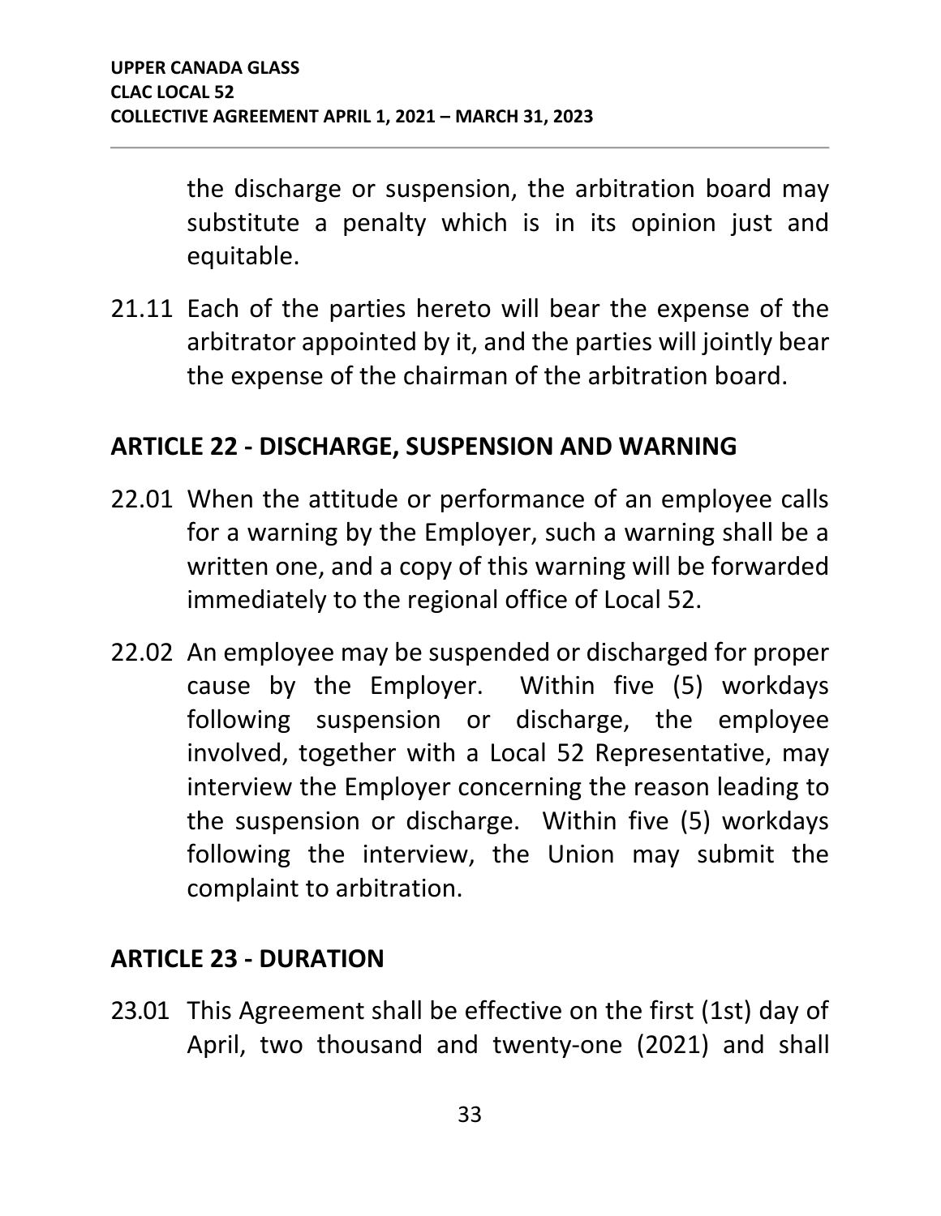the discharge or suspension, the arbitration board may substitute a penalty which is in its opinion just and equitable.

21.11 Each of the parties hereto will bear the expense of the arbitrator appointed by it, and the parties will jointly bear the expense of the chairman of the arbitration board.

## ARTICLE 22 - DISCHARGE, SUSPENSION AND WARNING

22.01 When the attitude or performance of an employee calls for a warning by the Employer, such a warning shall be a written one, and a copy of this warning will be forwarded immediately to the regional office of Local 52.

22.02 An employee may be suspended or discharged for proper cause by the Employer. Within five (5) workdays following suspension or discharge, the employee involved, together with a Local 52 Representative, may interview the Employer concerning the reason leading to the suspension or discharge. Within five (5) workdays following the interview, the Union may submit the complaint to arbitration.

## ARTICLE 23 - DURATION

23.01 This Agreement shall be effective on the first (1st) day of April, two thousand and twenty-one (2021) and shall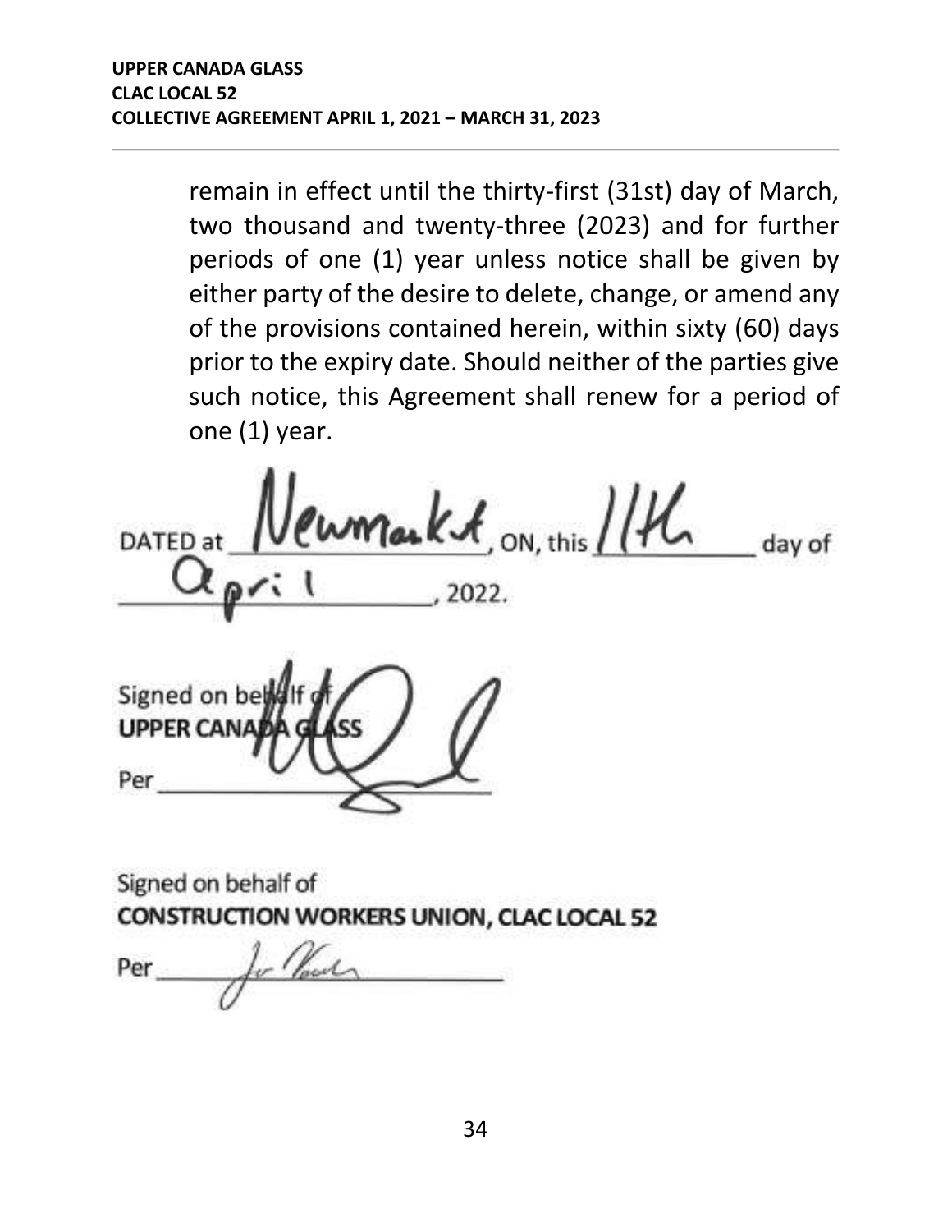remain in effect until the thirty-first (31st) day of March, two thousand and twenty-three (2023) and for further periods of one (1) year unless notice shall be given by either party of the desire to delete, change, or amend any of the provisions contained herein, within sixty (60) days prior to the expiry date. Should neither of the parties give such notice, this Agreement shall renew for a period of one (1) year.

DATED at Newmarket, ON, this 11th day of April, 2022.

Signed on behalf of
**UPPER CANADA GLASS**

Per ____________________

Signed on behalf of
**CONSTRUCTION WORKERS UNION, CLAC LOCAL 52**

Per ____________________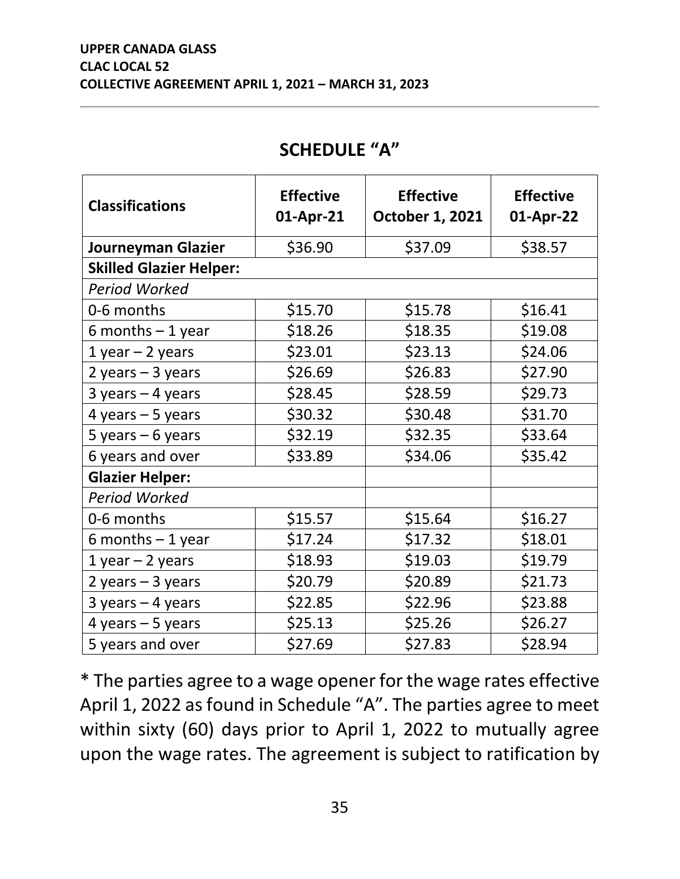## SCHEDULE "A"

| Classifications | Effective 01-Apr-21 | Effective October 1, 2021 | Effective 01-Apr-22 |
|---|---|---|---|
| **Journeyman Glazier** | $36.90 | $37.09 | $38.57 |
| **Skilled Glazier Helper:** | | | |
| *Period Worked* | | | |
| 0-6 months | $15.70 | $15.78 | $16.41 |
| 6 months – 1 year | $18.26 | $18.35 | $19.08 |
| 1 year – 2 years | $23.01 | $23.13 | $24.06 |
| 2 years – 3 years | $26.69 | $26.83 | $27.90 |
| 3 years – 4 years | $28.45 | $28.59 | $29.73 |
| 4 years – 5 years | $30.32 | $30.48 | $31.70 |
| 5 years – 6 years | $32.19 | $32.35 | $33.64 |
| 6 years and over | $33.89 | $34.06 | $35.42 |
| **Glazier Helper:** | | | |
| *Period Worked* | | | |
| 0-6 months | $15.57 | $15.64 | $16.27 |
| 6 months – 1 year | $17.24 | $17.32 | $18.01 |
| 1 year – 2 years | $18.93 | $19.03 | $19.79 |
| 2 years – 3 years | $20.79 | $20.89 | $21.73 |
| 3 years – 4 years | $22.85 | $22.96 | $23.88 |
| 4 years – 5 years | $25.13 | $25.26 | $26.27 |
| 5 years and over | $27.69 | $27.83 | $28.94 |

* The parties agree to a wage opener for the wage rates effective April 1, 2022 as found in Schedule "A". The parties agree to meet within sixty (60) days prior to April 1, 2022 to mutually agree upon the wage rates. The agreement is subject to ratification by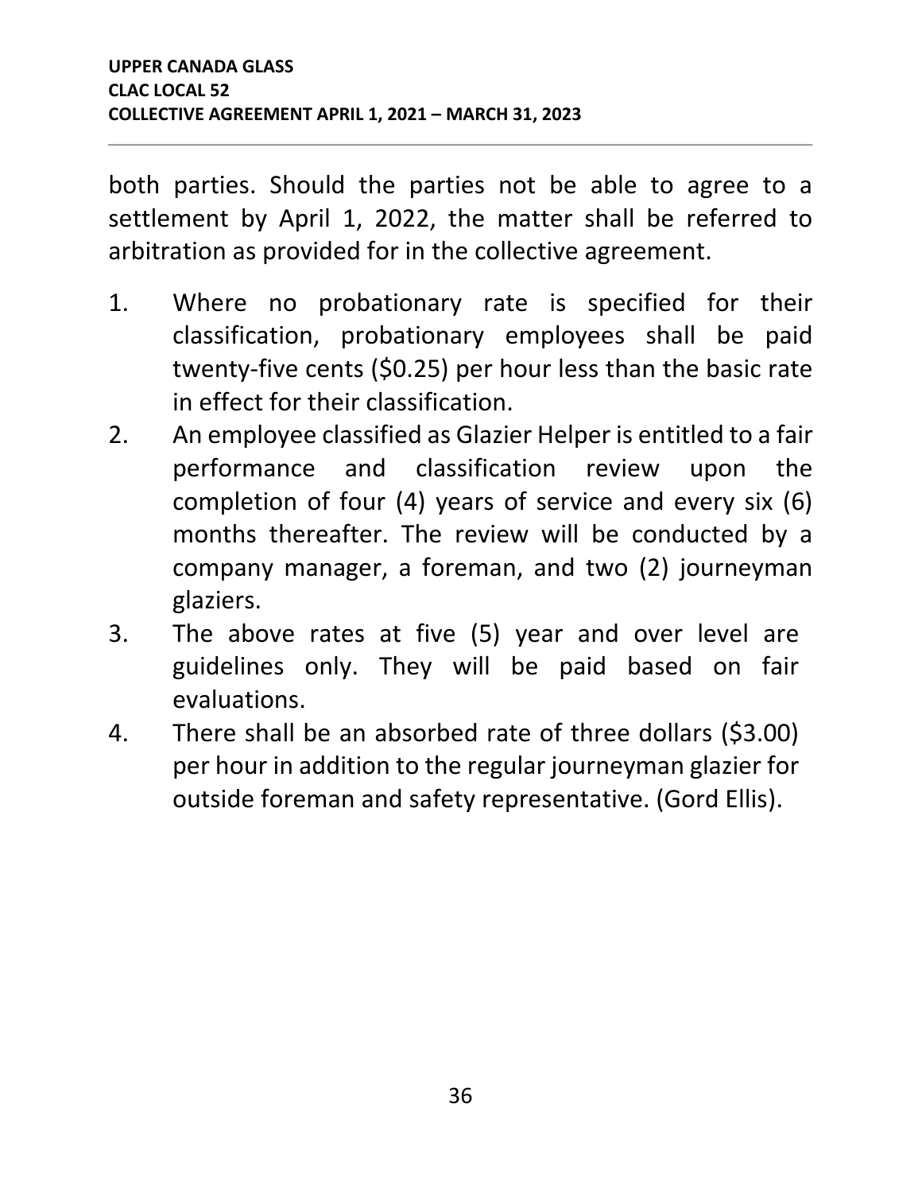both parties. Should the parties not be able to agree to a settlement by April 1, 2022, the matter shall be referred to arbitration as provided for in the collective agreement.

1. Where no probationary rate is specified for their classification, probationary employees shall be paid twenty-five cents ($0.25) per hour less than the basic rate in effect for their classification.
2. An employee classified as Glazier Helper is entitled to a fair performance and classification review upon the completion of four (4) years of service and every six (6) months thereafter. The review will be conducted by a company manager, a foreman, and two (2) journeyman glaziers.
3. The above rates at five (5) year and over level are guidelines only. They will be paid based on fair evaluations.
4. There shall be an absorbed rate of three dollars ($3.00) per hour in addition to the regular journeyman glazier for outside foreman and safety representative. (Gord Ellis).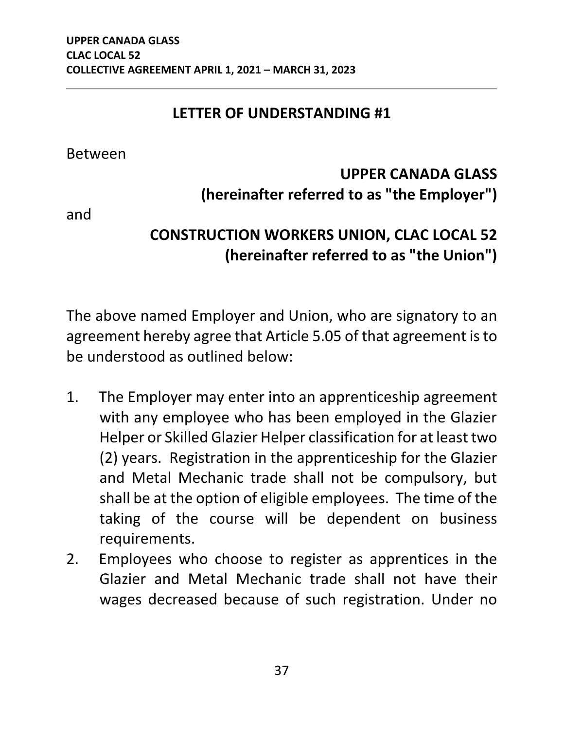## LETTER OF UNDERSTANDING #1

Between

**UPPER CANADA GLASS**
**(hereinafter referred to as "the Employer")**

and

**CONSTRUCTION WORKERS UNION, CLAC LOCAL 52**
**(hereinafter referred to as "the Union")**

The above named Employer and Union, who are signatory to an agreement hereby agree that Article 5.05 of that agreement is to be understood as outlined below:

1. The Employer may enter into an apprenticeship agreement with any employee who has been employed in the Glazier Helper or Skilled Glazier Helper classification for at least two (2) years. Registration in the apprenticeship for the Glazier and Metal Mechanic trade shall not be compulsory, but shall be at the option of eligible employees. The time of the taking of the course will be dependent on business requirements.
2. Employees who choose to register as apprentices in the Glazier and Metal Mechanic trade shall not have their wages decreased because of such registration. Under no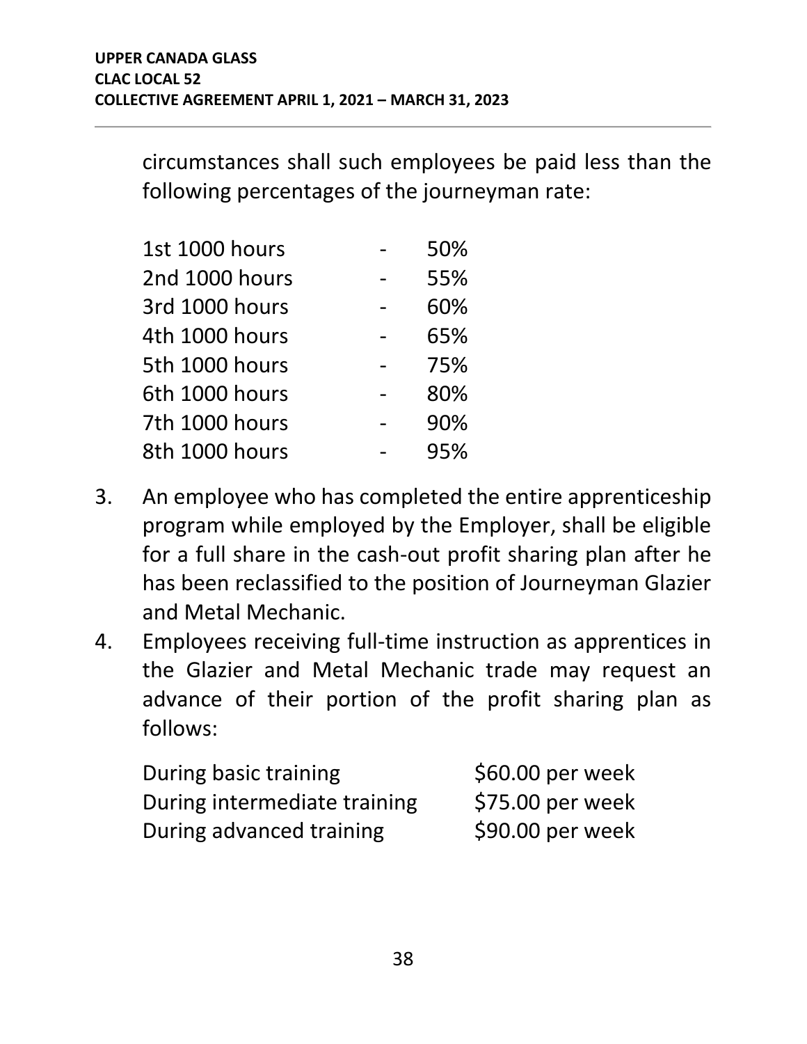circumstances shall such employees be paid less than the following percentages of the journeyman rate:

| | | |
|---|---|---|
| 1st 1000 hours | - | 50% |
| 2nd 1000 hours | - | 55% |
| 3rd 1000 hours | - | 60% |
| 4th 1000 hours | - | 65% |
| 5th 1000 hours | - | 75% |
| 6th 1000 hours | - | 80% |
| 7th 1000 hours | - | 90% |
| 8th 1000 hours | - | 95% |

3. An employee who has completed the entire apprenticeship program while employed by the Employer, shall be eligible for a full share in the cash-out profit sharing plan after he has been reclassified to the position of Journeyman Glazier and Metal Mechanic.
4. Employees receiving full-time instruction as apprentices in the Glazier and Metal Mechanic trade may request an advance of their portion of the profit sharing plan as follows:

| | |
|---|---|
| During basic training | $60.00 per week |
| During intermediate training | $75.00 per week |
| During advanced training | $90.00 per week |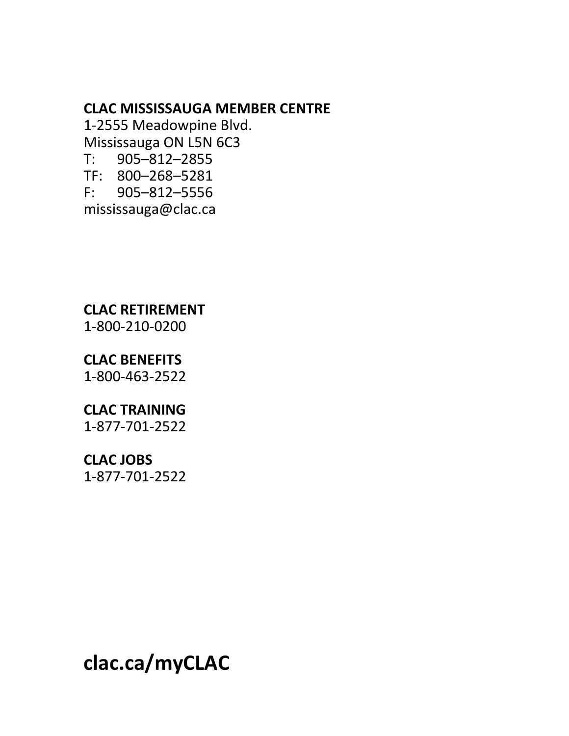**CLAC MISSISSAUGA MEMBER CENTRE**
1-2555 Meadowpine Blvd.
Mississauga ON L5N 6C3
T: 905–812–2855
TF: 800–268–5281
F: 905–812–5556
mississauga@clac.ca

**CLAC RETIREMENT**
1-800-210-0200

**CLAC BENEFITS**
1-800-463-2522

**CLAC TRAINING**
1-877-701-2522

**CLAC JOBS**
1-877-701-2522

**clac.ca/myCLAC**